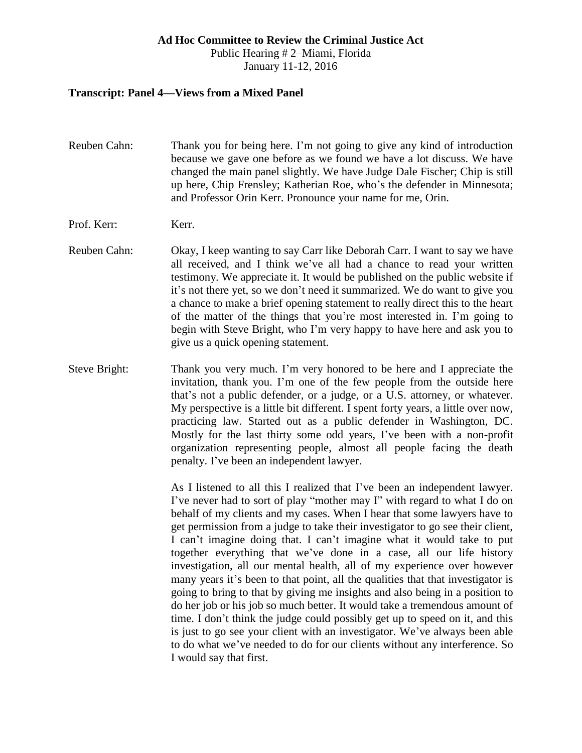**Ad Hoc Committee to Review the Criminal Justice Act**

Public Hearing # 2–Miami, Florida

January 11-12, 2016

## Transcript: Panel 4—Views from a Mixed Panel

**Reuben Cahn:** Thank you for being here. I'm not going to give any kind of introduction because we gave one before as we found we have a lot discuss. We have changed the main panel slightly. We have Judge Dale Fischer; Chip is still up here, Chip Frensley; Katherian Roe, who's the defender in Minnesota; and Professor Orin Kerr. Pronounce your name for me, Orin.

**Prof. Kerr:** Kerr.

**Reuben Cahn:** Okay, I keep wanting to say Carr like Deborah Carr. I want to say we have all received, and I think we've all had a chance to read your written testimony. We appreciate it. It would be published on the public website if it's not there yet, so we don't need it summarized. We do want to give you a chance to make a brief opening statement to really direct this to the heart of the matter of the things that you're most interested in. I'm going to begin with Steve Bright, who I'm very happy to have here and ask you to give us a quick opening statement.

**Steve Bright:** Thank you very much. I'm very honored to be here and I appreciate the invitation, thank you. I'm one of the few people from the outside here that's not a public defender, or a judge, or a U.S. attorney, or whatever. My perspective is a little bit different. I spent forty years, a little over now, practicing law. Started out as a public defender in Washington, DC. Mostly for the last thirty some odd years, I've been with a non-profit organization representing people, almost all people facing the death penalty. I've been an independent lawyer.

As I listened to all this I realized that I've been an independent lawyer. I've never had to sort of play "mother may I" with regard to what I do on behalf of my clients and my cases. When I hear that some lawyers have to get permission from a judge to take their investigator to go see their client, I can't imagine doing that. I can't imagine what it would take to put together everything that we've done in a case, all our life history investigation, all our mental health, all of my experience over however many years it's been to that point, all the qualities that that investigator is going to bring to that by giving me insights and also being in a position to do her job or his job so much better. It would take a tremendous amount of time. I don't think the judge could possibly get up to speed on it, and this is just to go see your client with an investigator. We've always been able to do what we've needed to do for our clients without any interference. So I would say that first.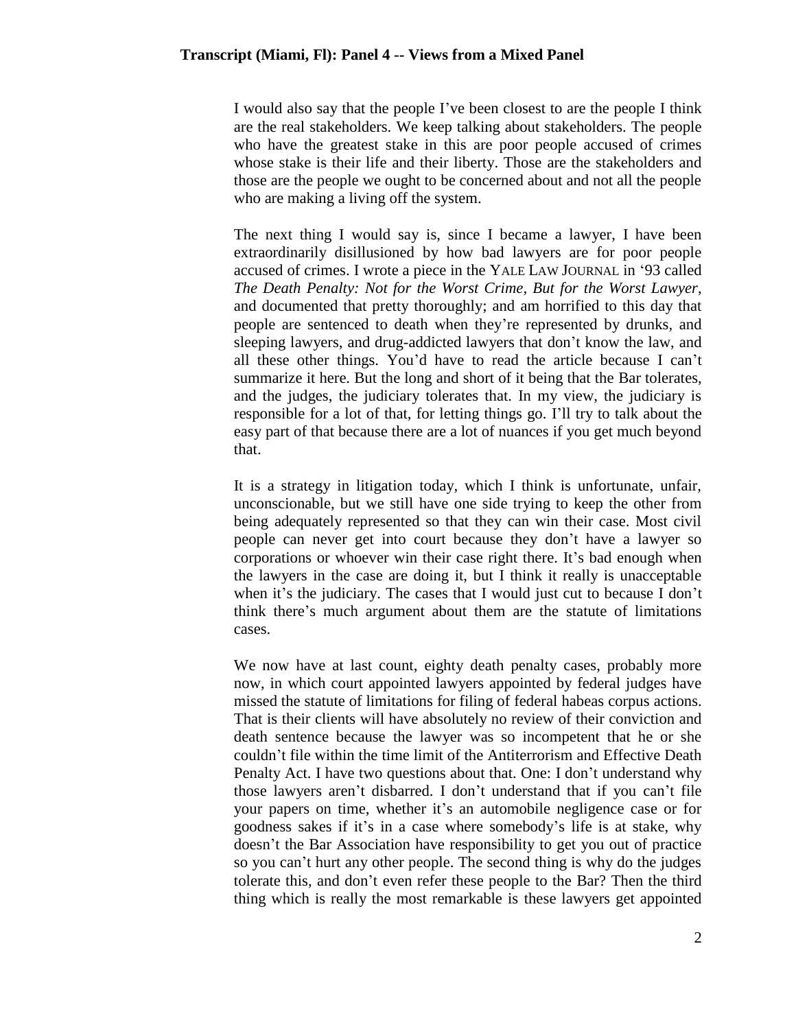I would also say that the people I've been closest to are the people I think are the real stakeholders. We keep talking about stakeholders. The people who have the greatest stake in this are poor people accused of crimes whose stake is their life and their liberty. Those are the stakeholders and those are the people we ought to be concerned about and not all the people who are making a living off the system.

The next thing I would say is, since I became a lawyer, I have been extraordinarily disillusioned by how bad lawyers are for poor people accused of crimes. I wrote a piece in the YALE LAW JOURNAL in '93 called *The Death Penalty: Not for the Worst Crime, But for the Worst Lawyer*, and documented that pretty thoroughly; and am horrified to this day that people are sentenced to death when they're represented by drunks, and sleeping lawyers, and drug-addicted lawyers that don't know the law, and all these other things. You'd have to read the article because I can't summarize it here. But the long and short of it being that the Bar tolerates, and the judges, the judiciary tolerates that. In my view, the judiciary is responsible for a lot of that, for letting things go. I'll try to talk about the easy part of that because there are a lot of nuances if you get much beyond that.

It is a strategy in litigation today, which I think is unfortunate, unfair, unconscionable, but we still have one side trying to keep the other from being adequately represented so that they can win their case. Most civil people can never get into court because they don't have a lawyer so corporations or whoever win their case right there. It's bad enough when the lawyers in the case are doing it, but I think it really is unacceptable when it's the judiciary. The cases that I would just cut to because I don't think there's much argument about them are the statute of limitations cases.

We now have at last count, eighty death penalty cases, probably more now, in which court appointed lawyers appointed by federal judges have missed the statute of limitations for filing of federal habeas corpus actions. That is their clients will have absolutely no review of their conviction and death sentence because the lawyer was so incompetent that he or she couldn't file within the time limit of the Antiterrorism and Effective Death Penalty Act. I have two questions about that. One: I don't understand why those lawyers aren't disbarred. I don't understand that if you can't file your papers on time, whether it's an automobile negligence case or for goodness sakes if it's in a case where somebody's life is at stake, why doesn't the Bar Association have responsibility to get you out of practice so you can't hurt any other people. The second thing is why do the judges tolerate this, and don't even refer these people to the Bar? Then the third thing which is really the most remarkable is these lawyers get appointed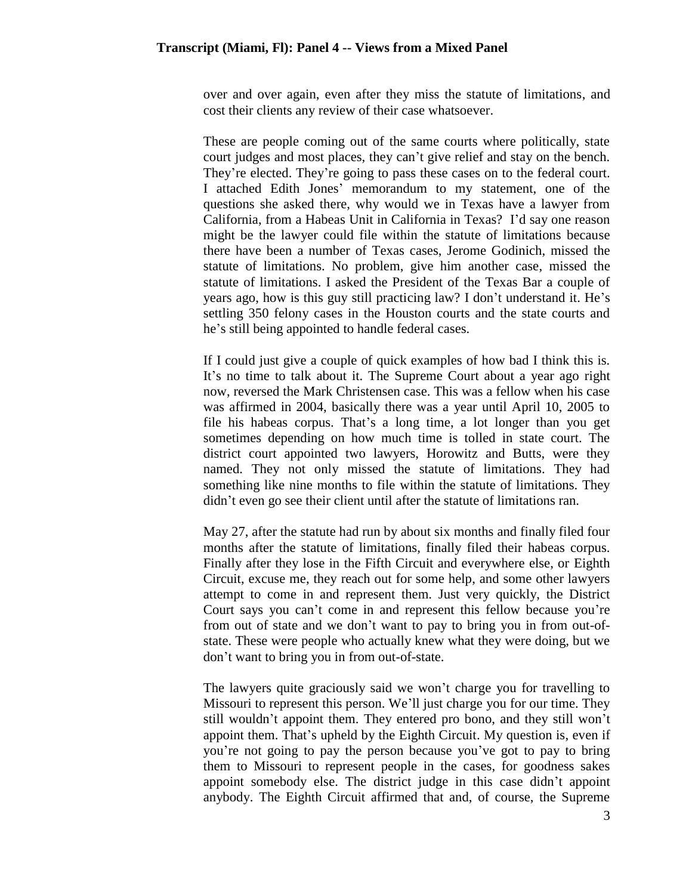over and over again, even after they miss the statute of limitations, and cost their clients any review of their case whatsoever.

These are people coming out of the same courts where politically, state court judges and most places, they can't give relief and stay on the bench. They're elected. They're going to pass these cases on to the federal court. I attached Edith Jones' memorandum to my statement, one of the questions she asked there, why would we in Texas have a lawyer from California, from a Habeas Unit in California in Texas? I'd say one reason might be the lawyer could file within the statute of limitations because there have been a number of Texas cases, Jerome Godinich, missed the statute of limitations. No problem, give him another case, missed the statute of limitations. I asked the President of the Texas Bar a couple of years ago, how is this guy still practicing law? I don't understand it. He's settling 350 felony cases in the Houston courts and the state courts and he's still being appointed to handle federal cases.

If I could just give a couple of quick examples of how bad I think this is. It's no time to talk about it. The Supreme Court about a year ago right now, reversed the Mark Christensen case. This was a fellow when his case was affirmed in 2004, basically there was a year until April 10, 2005 to file his habeas corpus. That's a long time, a lot longer than you get sometimes depending on how much time is tolled in state court. The district court appointed two lawyers, Horowitz and Butts, were they named. They not only missed the statute of limitations. They had something like nine months to file within the statute of limitations. They didn't even go see their client until after the statute of limitations ran.

May 27, after the statute had run by about six months and finally filed four months after the statute of limitations, finally filed their habeas corpus. Finally after they lose in the Fifth Circuit and everywhere else, or Eighth Circuit, excuse me, they reach out for some help, and some other lawyers attempt to come in and represent them. Just very quickly, the District Court says you can't come in and represent this fellow because you're from out of state and we don't want to pay to bring you in from out-of-state. These were people who actually knew what they were doing, but we don't want to bring you in from out-of-state.

The lawyers quite graciously said we won't charge you for travelling to Missouri to represent this person. We'll just charge you for our time. They still wouldn't appoint them. They entered pro bono, and they still won't appoint them. That's upheld by the Eighth Circuit. My question is, even if you're not going to pay the person because you've got to pay to bring them to Missouri to represent people in the cases, for goodness sakes appoint somebody else. The district judge in this case didn't appoint anybody. The Eighth Circuit affirmed that and, of course, the Supreme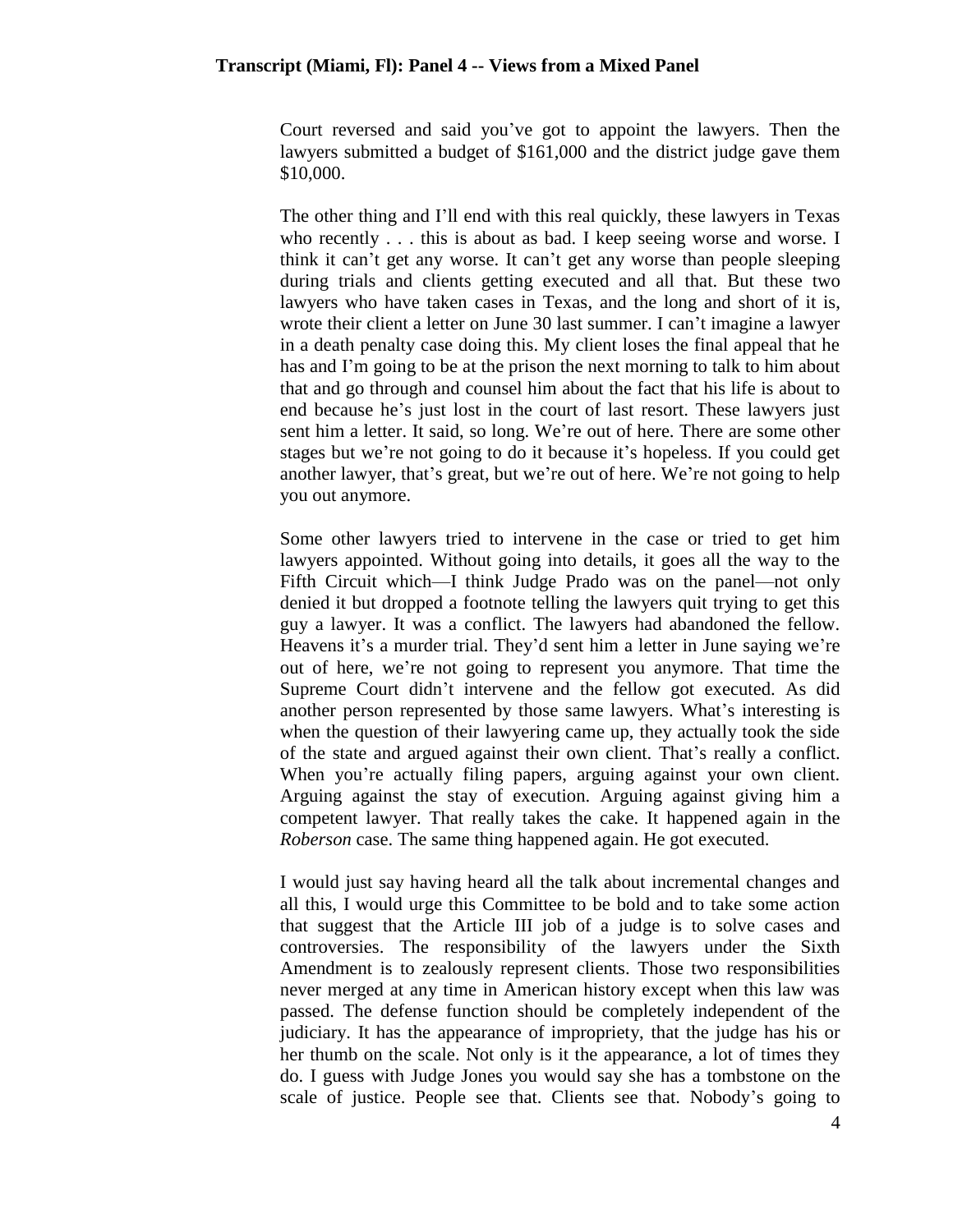Court reversed and said you've got to appoint the lawyers. Then the lawyers submitted a budget of $161,000 and the district judge gave them $10,000.

The other thing and I'll end with this real quickly, these lawyers in Texas who recently . . . this is about as bad. I keep seeing worse and worse. I think it can't get any worse. It can't get any worse than people sleeping during trials and clients getting executed and all that. But these two lawyers who have taken cases in Texas, and the long and short of it is, wrote their client a letter on June 30 last summer. I can't imagine a lawyer in a death penalty case doing this. My client loses the final appeal that he has and I'm going to be at the prison the next morning to talk to him about that and go through and counsel him about the fact that his life is about to end because he's just lost in the court of last resort. These lawyers just sent him a letter. It said, so long. We're out of here. There are some other stages but we're not going to do it because it's hopeless. If you could get another lawyer, that's great, but we're out of here. We're not going to help you out anymore.

Some other lawyers tried to intervene in the case or tried to get him lawyers appointed. Without going into details, it goes all the way to the Fifth Circuit which—I think Judge Prado was on the panel—not only denied it but dropped a footnote telling the lawyers quit trying to get this guy a lawyer. It was a conflict. The lawyers had abandoned the fellow. Heavens it's a murder trial. They'd sent him a letter in June saying we're out of here, we're not going to represent you anymore. That time the Supreme Court didn't intervene and the fellow got executed. As did another person represented by those same lawyers. What's interesting is when the question of their lawyering came up, they actually took the side of the state and argued against their own client. That's really a conflict. When you're actually filing papers, arguing against your own client. Arguing against the stay of execution. Arguing against giving him a competent lawyer. That really takes the cake. It happened again in the *Roberson* case. The same thing happened again. He got executed.

I would just say having heard all the talk about incremental changes and all this, I would urge this Committee to be bold and to take some action that suggest that the Article III job of a judge is to solve cases and controversies. The responsibility of the lawyers under the Sixth Amendment is to zealously represent clients. Those two responsibilities never merged at any time in American history except when this law was passed. The defense function should be completely independent of the judiciary. It has the appearance of impropriety, that the judge has his or her thumb on the scale. Not only is it the appearance, a lot of times they do. I guess with Judge Jones you would say she has a tombstone on the scale of justice. People see that. Clients see that. Nobody's going to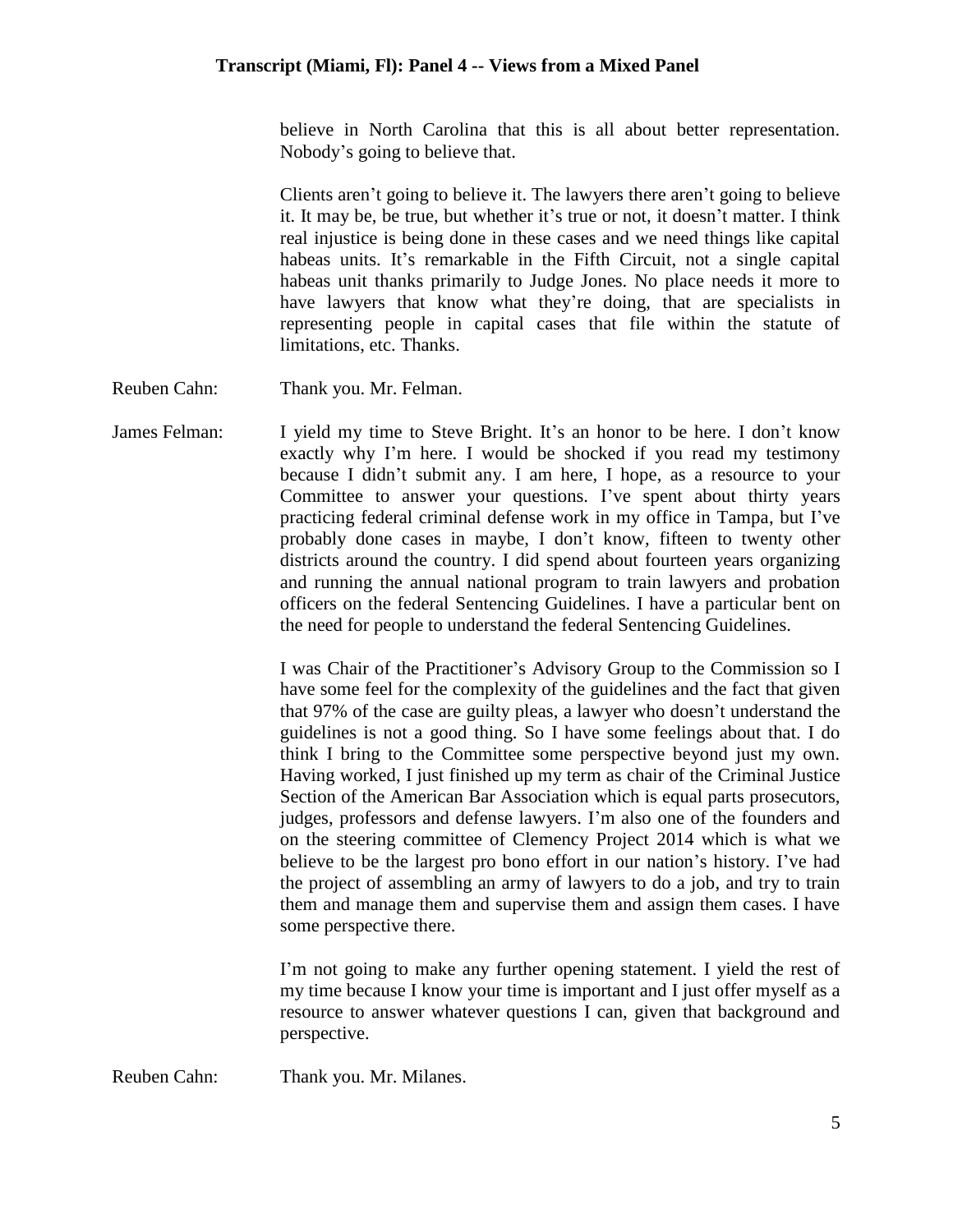believe in North Carolina that this is all about better representation. Nobody's going to believe that.

Clients aren't going to believe it. The lawyers there aren't going to believe it. It may be, be true, but whether it's true or not, it doesn't matter. I think real injustice is being done in these cases and we need things like capital habeas units. It's remarkable in the Fifth Circuit, not a single capital habeas unit thanks primarily to Judge Jones. No place needs it more to have lawyers that know what they're doing, that are specialists in representing people in capital cases that file within the statute of limitations, etc. Thanks.

Reuben Cahn: Thank you. Mr. Felman.

James Felman: I yield my time to Steve Bright. It's an honor to be here. I don't know exactly why I'm here. I would be shocked if you read my testimony because I didn't submit any. I am here, I hope, as a resource to your Committee to answer your questions. I've spent about thirty years practicing federal criminal defense work in my office in Tampa, but I've probably done cases in maybe, I don't know, fifteen to twenty other districts around the country. I did spend about fourteen years organizing and running the annual national program to train lawyers and probation officers on the federal Sentencing Guidelines. I have a particular bent on the need for people to understand the federal Sentencing Guidelines.

I was Chair of the Practitioner's Advisory Group to the Commission so I have some feel for the complexity of the guidelines and the fact that given that 97% of the case are guilty pleas, a lawyer who doesn't understand the guidelines is not a good thing. So I have some feelings about that. I do think I bring to the Committee some perspective beyond just my own. Having worked, I just finished up my term as chair of the Criminal Justice Section of the American Bar Association which is equal parts prosecutors, judges, professors and defense lawyers. I'm also one of the founders and on the steering committee of Clemency Project 2014 which is what we believe to be the largest pro bono effort in our nation's history. I've had the project of assembling an army of lawyers to do a job, and try to train them and manage them and supervise them and assign them cases. I have some perspective there.

I'm not going to make any further opening statement. I yield the rest of my time because I know your time is important and I just offer myself as a resource to answer whatever questions I can, given that background and perspective.

Reuben Cahn: Thank you. Mr. Milanes.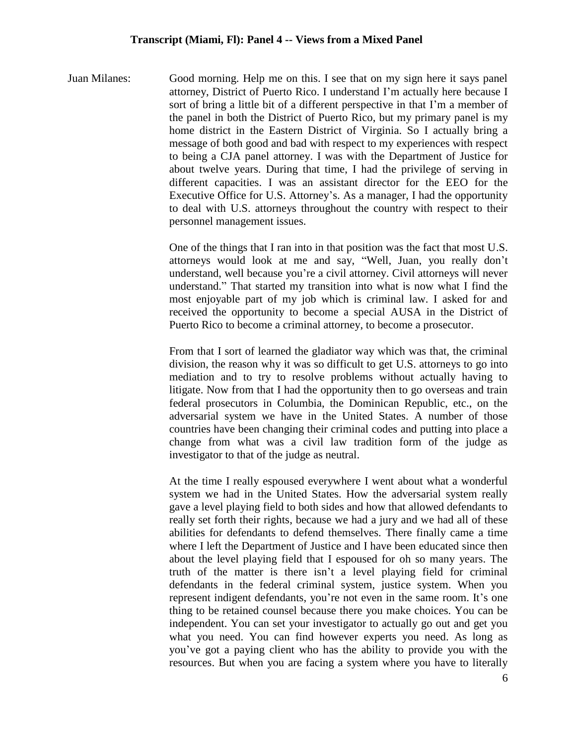**Transcript (Miami, Fl): Panel 4 -- Views from a Mixed Panel**

Juan Milanes: Good morning. Help me on this. I see that on my sign here it says panel attorney, District of Puerto Rico. I understand I'm actually here because I sort of bring a little bit of a different perspective in that I'm a member of the panel in both the District of Puerto Rico, but my primary panel is my home district in the Eastern District of Virginia. So I actually bring a message of both good and bad with respect to my experiences with respect to being a CJA panel attorney. I was with the Department of Justice for about twelve years. During that time, I had the privilege of serving in different capacities. I was an assistant director for the EEO for the Executive Office for U.S. Attorney's. As a manager, I had the opportunity to deal with U.S. attorneys throughout the country with respect to their personnel management issues.

One of the things that I ran into in that position was the fact that most U.S. attorneys would look at me and say, "Well, Juan, you really don't understand, well because you're a civil attorney. Civil attorneys will never understand." That started my transition into what is now what I find the most enjoyable part of my job which is criminal law. I asked for and received the opportunity to become a special AUSA in the District of Puerto Rico to become a criminal attorney, to become a prosecutor.

From that I sort of learned the gladiator way which was that, the criminal division, the reason why it was so difficult to get U.S. attorneys to go into mediation and to try to resolve problems without actually having to litigate. Now from that I had the opportunity then to go overseas and train federal prosecutors in Columbia, the Dominican Republic, etc., on the adversarial system we have in the United States. A number of those countries have been changing their criminal codes and putting into place a change from what was a civil law tradition form of the judge as investigator to that of the judge as neutral.

At the time I really espoused everywhere I went about what a wonderful system we had in the United States. How the adversarial system really gave a level playing field to both sides and how that allowed defendants to really set forth their rights, because we had a jury and we had all of these abilities for defendants to defend themselves. There finally came a time where I left the Department of Justice and I have been educated since then about the level playing field that I espoused for oh so many years. The truth of the matter is there isn't a level playing field for criminal defendants in the federal criminal system, justice system. When you represent indigent defendants, you're not even in the same room. It's one thing to be retained counsel because there you make choices. You can be independent. You can set your investigator to actually go out and get you what you need. You can find however experts you need. As long as you've got a paying client who has the ability to provide you with the resources. But when you are facing a system where you have to literally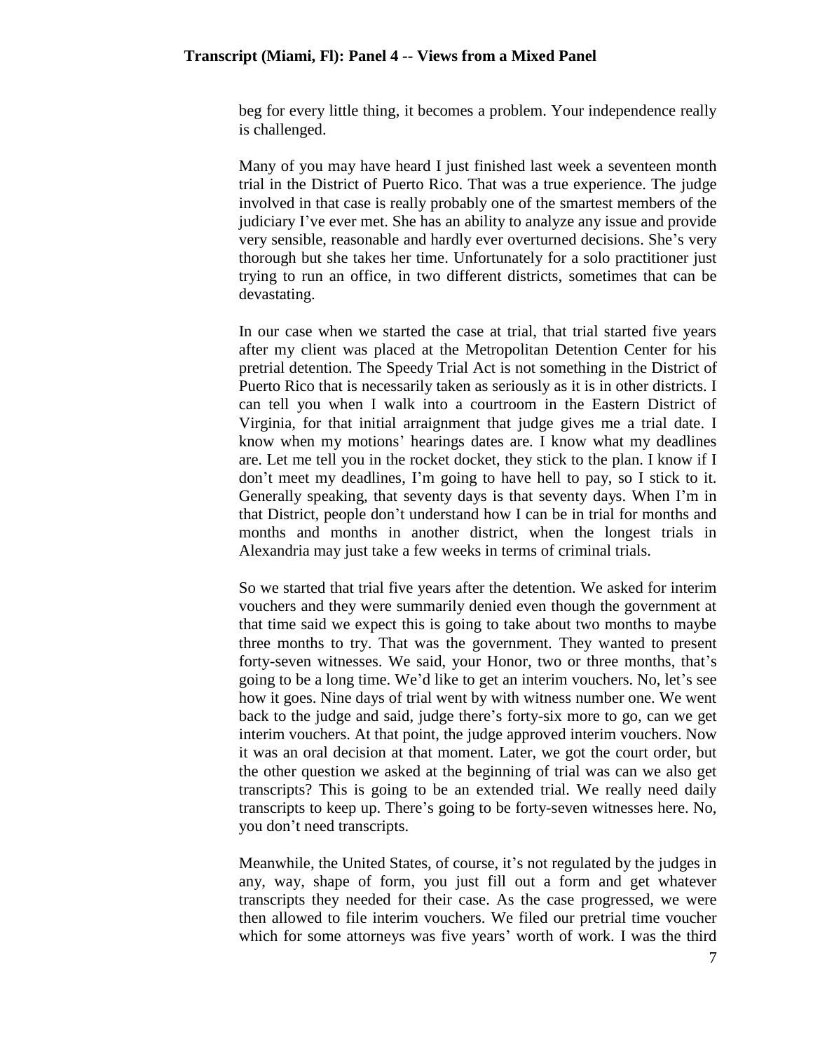beg for every little thing, it becomes a problem. Your independence really is challenged.

Many of you may have heard I just finished last week a seventeen month trial in the District of Puerto Rico. That was a true experience. The judge involved in that case is really probably one of the smartest members of the judiciary I've ever met. She has an ability to analyze any issue and provide very sensible, reasonable and hardly ever overturned decisions. She's very thorough but she takes her time. Unfortunately for a solo practitioner just trying to run an office, in two different districts, sometimes that can be devastating.

In our case when we started the case at trial, that trial started five years after my client was placed at the Metropolitan Detention Center for his pretrial detention. The Speedy Trial Act is not something in the District of Puerto Rico that is necessarily taken as seriously as it is in other districts. I can tell you when I walk into a courtroom in the Eastern District of Virginia, for that initial arraignment that judge gives me a trial date. I know when my motions' hearings dates are. I know what my deadlines are. Let me tell you in the rocket docket, they stick to the plan. I know if I don't meet my deadlines, I'm going to have hell to pay, so I stick to it. Generally speaking, that seventy days is that seventy days. When I'm in that District, people don't understand how I can be in trial for months and months and months in another district, when the longest trials in Alexandria may just take a few weeks in terms of criminal trials.

So we started that trial five years after the detention. We asked for interim vouchers and they were summarily denied even though the government at that time said we expect this is going to take about two months to maybe three months to try. That was the government. They wanted to present forty-seven witnesses. We said, your Honor, two or three months, that's going to be a long time. We'd like to get an interim vouchers. No, let's see how it goes. Nine days of trial went by with witness number one. We went back to the judge and said, judge there's forty-six more to go, can we get interim vouchers. At that point, the judge approved interim vouchers. Now it was an oral decision at that moment. Later, we got the court order, but the other question we asked at the beginning of trial was can we also get transcripts? This is going to be an extended trial. We really need daily transcripts to keep up. There's going to be forty-seven witnesses here. No, you don't need transcripts.

Meanwhile, the United States, of course, it's not regulated by the judges in any, way, shape of form, you just fill out a form and get whatever transcripts they needed for their case. As the case progressed, we were then allowed to file interim vouchers. We filed our pretrial time voucher which for some attorneys was five years' worth of work. I was the third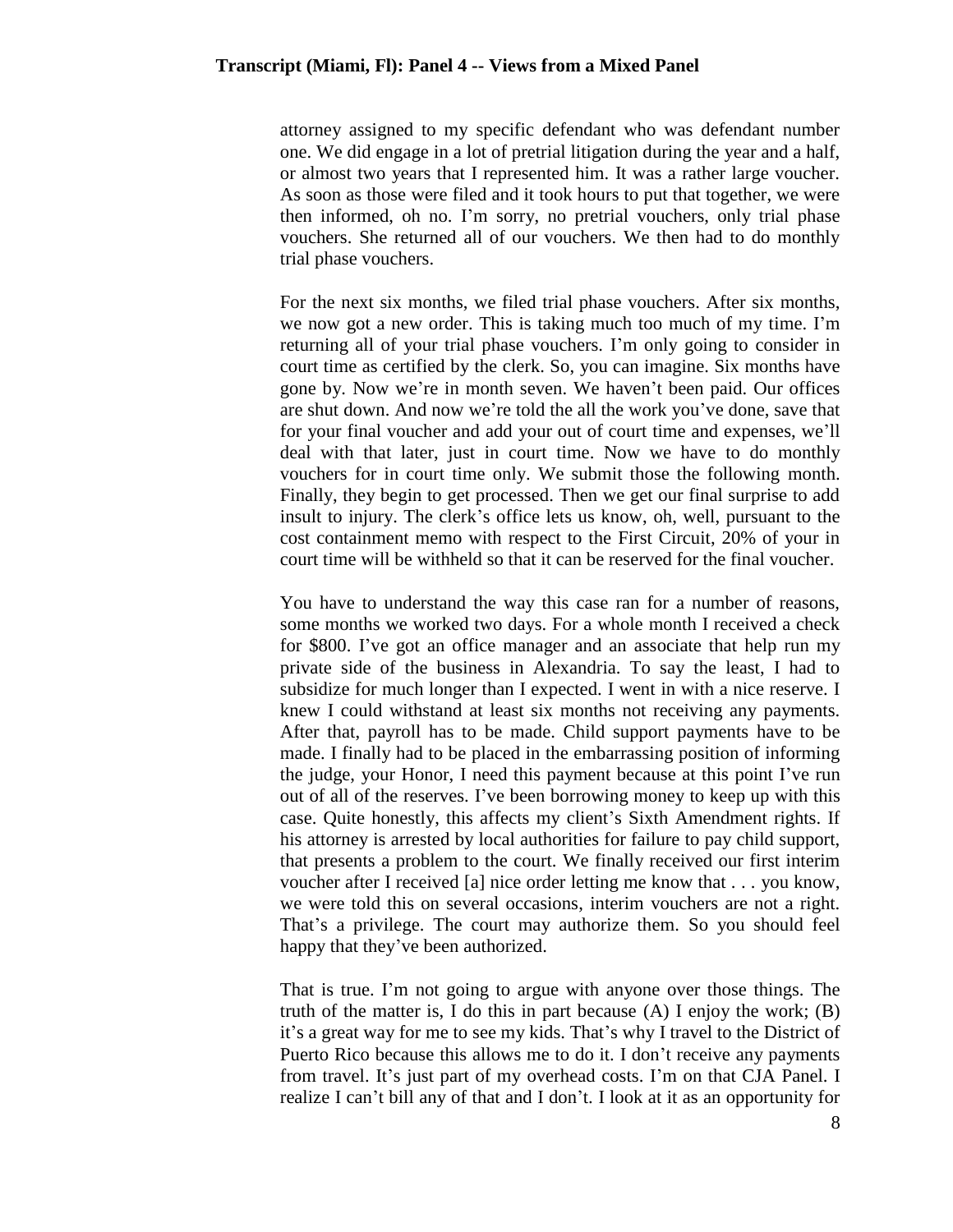attorney assigned to my specific defendant who was defendant number one. We did engage in a lot of pretrial litigation during the year and a half, or almost two years that I represented him. It was a rather large voucher. As soon as those were filed and it took hours to put that together, we were then informed, oh no. I'm sorry, no pretrial vouchers, only trial phase vouchers. She returned all of our vouchers. We then had to do monthly trial phase vouchers.

For the next six months, we filed trial phase vouchers. After six months, we now got a new order. This is taking much too much of my time. I'm returning all of your trial phase vouchers. I'm only going to consider in court time as certified by the clerk. So, you can imagine. Six months have gone by. Now we're in month seven. We haven't been paid. Our offices are shut down. And now we're told the all the work you've done, save that for your final voucher and add your out of court time and expenses, we'll deal with that later, just in court time. Now we have to do monthly vouchers for in court time only. We submit those the following month. Finally, they begin to get processed. Then we get our final surprise to add insult to injury. The clerk's office lets us know, oh, well, pursuant to the cost containment memo with respect to the First Circuit, 20% of your in court time will be withheld so that it can be reserved for the final voucher.

You have to understand the way this case ran for a number of reasons, some months we worked two days. For a whole month I received a check for $800. I've got an office manager and an associate that help run my private side of the business in Alexandria. To say the least, I had to subsidize for much longer than I expected. I went in with a nice reserve. I knew I could withstand at least six months not receiving any payments. After that, payroll has to be made. Child support payments have to be made. I finally had to be placed in the embarrassing position of informing the judge, your Honor, I need this payment because at this point I've run out of all of the reserves. I've been borrowing money to keep up with this case. Quite honestly, this affects my client's Sixth Amendment rights. If his attorney is arrested by local authorities for failure to pay child support, that presents a problem to the court. We finally received our first interim voucher after I received [a] nice order letting me know that . . . you know, we were told this on several occasions, interim vouchers are not a right. That's a privilege. The court may authorize them. So you should feel happy that they've been authorized.

That is true. I'm not going to argue with anyone over those things. The truth of the matter is, I do this in part because (A) I enjoy the work; (B) it's a great way for me to see my kids. That's why I travel to the District of Puerto Rico because this allows me to do it. I don't receive any payments from travel. It's just part of my overhead costs. I'm on that CJA Panel. I realize I can't bill any of that and I don't. I look at it as an opportunity for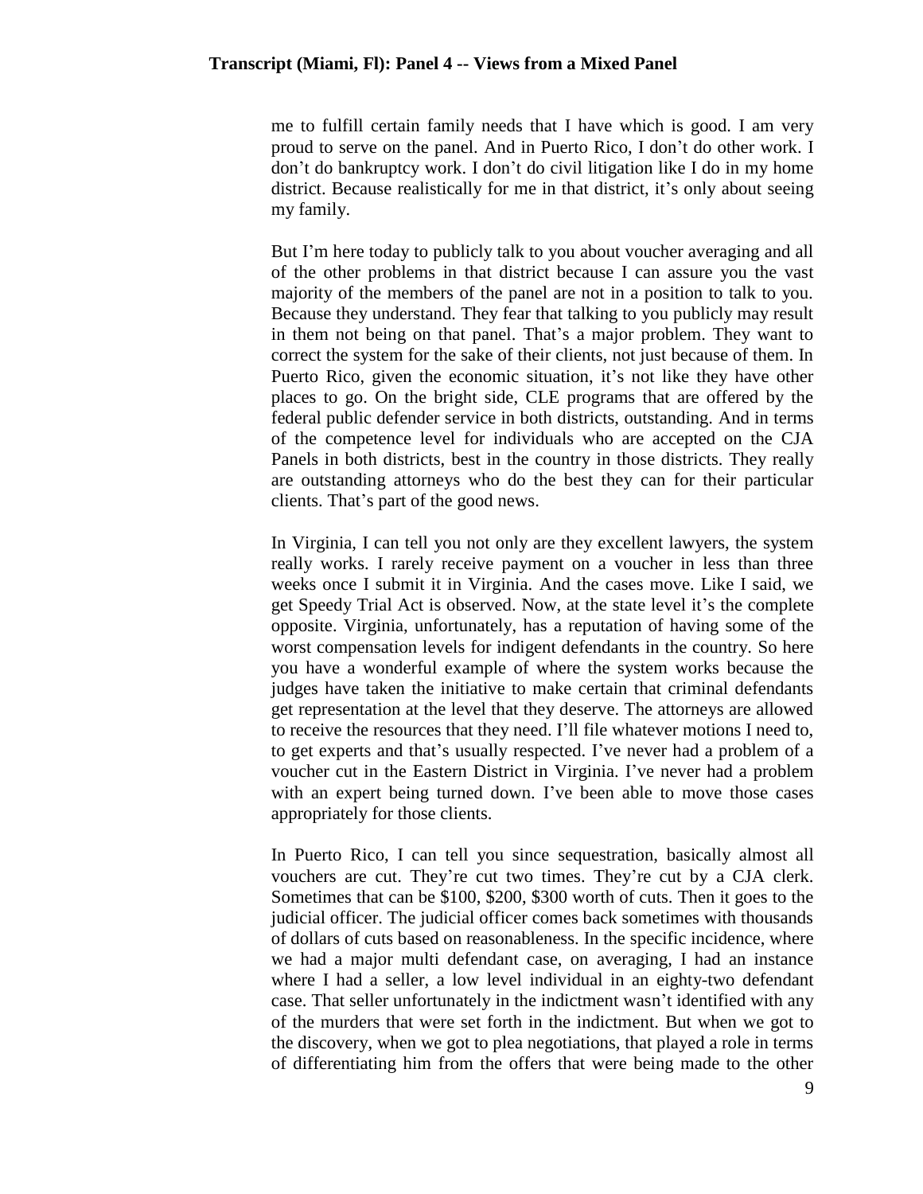me to fulfill certain family needs that I have which is good. I am very proud to serve on the panel. And in Puerto Rico, I don't do other work. I don't do bankruptcy work. I don't do civil litigation like I do in my home district. Because realistically for me in that district, it's only about seeing my family.

But I'm here today to publicly talk to you about voucher averaging and all of the other problems in that district because I can assure you the vast majority of the members of the panel are not in a position to talk to you. Because they understand. They fear that talking to you publicly may result in them not being on that panel. That's a major problem. They want to correct the system for the sake of their clients, not just because of them. In Puerto Rico, given the economic situation, it's not like they have other places to go. On the bright side, CLE programs that are offered by the federal public defender service in both districts, outstanding. And in terms of the competence level for individuals who are accepted on the CJA Panels in both districts, best in the country in those districts. They really are outstanding attorneys who do the best they can for their particular clients. That's part of the good news.

In Virginia, I can tell you not only are they excellent lawyers, the system really works. I rarely receive payment on a voucher in less than three weeks once I submit it in Virginia. And the cases move. Like I said, we get Speedy Trial Act is observed. Now, at the state level it's the complete opposite. Virginia, unfortunately, has a reputation of having some of the worst compensation levels for indigent defendants in the country. So here you have a wonderful example of where the system works because the judges have taken the initiative to make certain that criminal defendants get representation at the level that they deserve. The attorneys are allowed to receive the resources that they need. I'll file whatever motions I need to, to get experts and that's usually respected. I've never had a problem of a voucher cut in the Eastern District in Virginia. I've never had a problem with an expert being turned down. I've been able to move those cases appropriately for those clients.

In Puerto Rico, I can tell you since sequestration, basically almost all vouchers are cut. They're cut two times. They're cut by a CJA clerk. Sometimes that can be $100, $200, $300 worth of cuts. Then it goes to the judicial officer. The judicial officer comes back sometimes with thousands of dollars of cuts based on reasonableness. In the specific incidence, where we had a major multi defendant case, on averaging, I had an instance where I had a seller, a low level individual in an eighty-two defendant case. That seller unfortunately in the indictment wasn't identified with any of the murders that were set forth in the indictment. But when we got to the discovery, when we got to plea negotiations, that played a role in terms of differentiating him from the offers that were being made to the other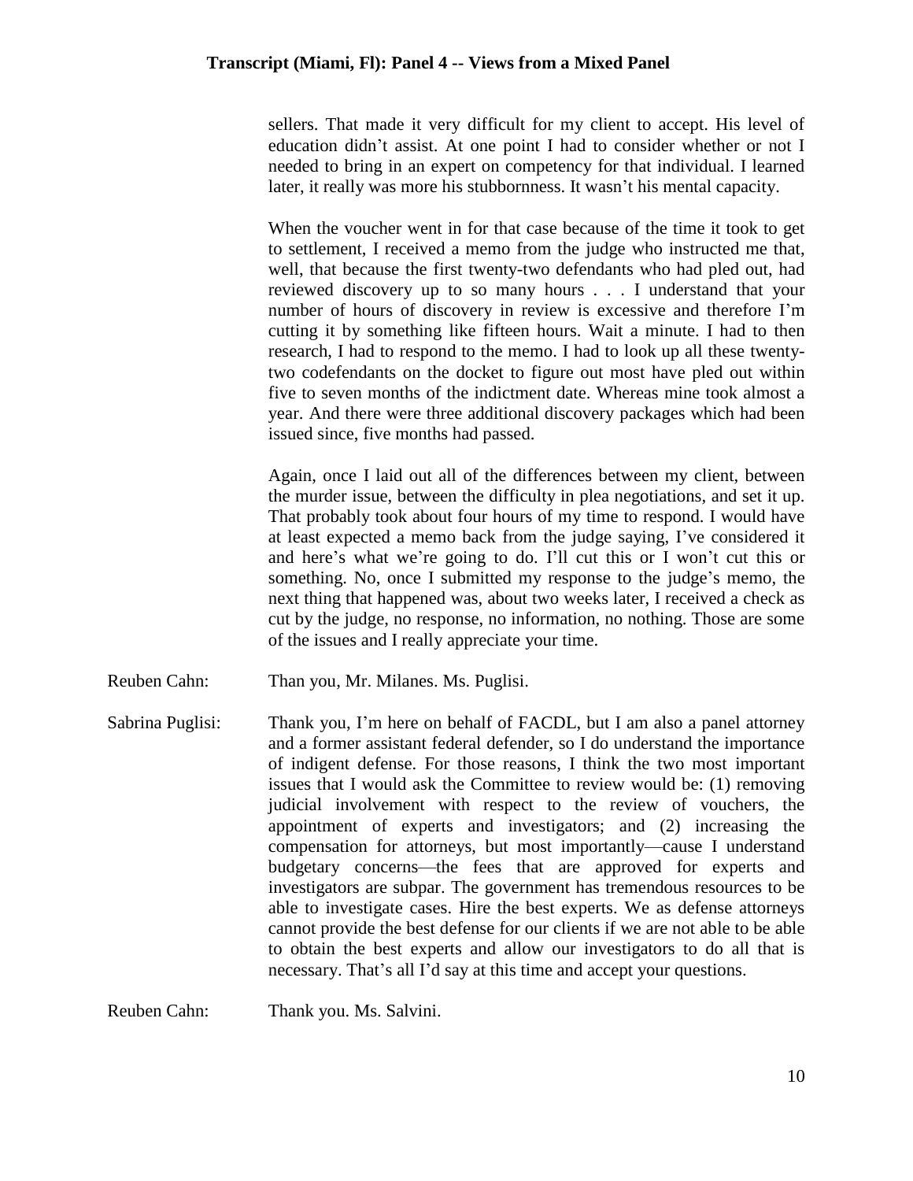sellers. That made it very difficult for my client to accept. His level of education didn't assist. At one point I had to consider whether or not I needed to bring in an expert on competency for that individual. I learned later, it really was more his stubbornness. It wasn't his mental capacity.

When the voucher went in for that case because of the time it took to get to settlement, I received a memo from the judge who instructed me that, well, that because the first twenty-two defendants who had pled out, had reviewed discovery up to so many hours . . . I understand that your number of hours of discovery in review is excessive and therefore I'm cutting it by something like fifteen hours. Wait a minute. I had to then research, I had to respond to the memo. I had to look up all these twenty-two codefendants on the docket to figure out most have pled out within five to seven months of the indictment date. Whereas mine took almost a year. And there were three additional discovery packages which had been issued since, five months had passed.

Again, once I laid out all of the differences between my client, between the murder issue, between the difficulty in plea negotiations, and set it up. That probably took about four hours of my time to respond. I would have at least expected a memo back from the judge saying, I've considered it and here's what we're going to do. I'll cut this or I won't cut this or something. No, once I submitted my response to the judge's memo, the next thing that happened was, about two weeks later, I received a check as cut by the judge, no response, no information, no nothing. Those are some of the issues and I really appreciate your time.

Reuben Cahn: Than you, Mr. Milanes. Ms. Puglisi.

Sabrina Puglisi: Thank you, I'm here on behalf of FACDL, but I am also a panel attorney and a former assistant federal defender, so I do understand the importance of indigent defense. For those reasons, I think the two most important issues that I would ask the Committee to review would be: (1) removing judicial involvement with respect to the review of vouchers, the appointment of experts and investigators; and (2) increasing the compensation for attorneys, but most importantly—cause I understand budgetary concerns—the fees that are approved for experts and investigators are subpar. The government has tremendous resources to be able to investigate cases. Hire the best experts. We as defense attorneys cannot provide the best defense for our clients if we are not able to be able to obtain the best experts and allow our investigators to do all that is necessary. That's all I'd say at this time and accept your questions.

Reuben Cahn: Thank you. Ms. Salvini.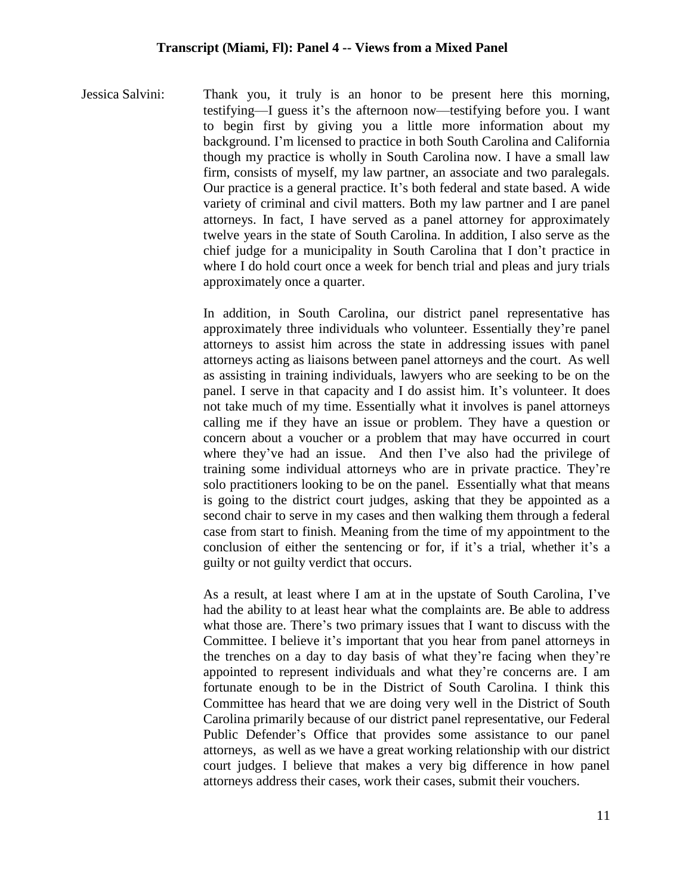**Transcript (Miami, Fl): Panel 4 -- Views from a Mixed Panel**

Jessica Salvini: Thank you, it truly is an honor to be present here this morning, testifying—I guess it's the afternoon now—testifying before you. I want to begin first by giving you a little more information about my background. I'm licensed to practice in both South Carolina and California though my practice is wholly in South Carolina now. I have a small law firm, consists of myself, my law partner, an associate and two paralegals. Our practice is a general practice. It's both federal and state based. A wide variety of criminal and civil matters. Both my law partner and I are panel attorneys. In fact, I have served as a panel attorney for approximately twelve years in the state of South Carolina. In addition, I also serve as the chief judge for a municipality in South Carolina that I don't practice in where I do hold court once a week for bench trial and pleas and jury trials approximately once a quarter.

In addition, in South Carolina, our district panel representative has approximately three individuals who volunteer. Essentially they're panel attorneys to assist him across the state in addressing issues with panel attorneys acting as liaisons between panel attorneys and the court. As well as assisting in training individuals, lawyers who are seeking to be on the panel. I serve in that capacity and I do assist him. It's volunteer. It does not take much of my time. Essentially what it involves is panel attorneys calling me if they have an issue or problem. They have a question or concern about a voucher or a problem that may have occurred in court where they've had an issue. And then I've also had the privilege of training some individual attorneys who are in private practice. They're solo practitioners looking to be on the panel. Essentially what that means is going to the district court judges, asking that they be appointed as a second chair to serve in my cases and then walking them through a federal case from start to finish. Meaning from the time of my appointment to the conclusion of either the sentencing or for, if it's a trial, whether it's a guilty or not guilty verdict that occurs.

As a result, at least where I am at in the upstate of South Carolina, I've had the ability to at least hear what the complaints are. Be able to address what those are. There's two primary issues that I want to discuss with the Committee. I believe it's important that you hear from panel attorneys in the trenches on a day to day basis of what they're facing when they're appointed to represent individuals and what they're concerns are. I am fortunate enough to be in the District of South Carolina. I think this Committee has heard that we are doing very well in the District of South Carolina primarily because of our district panel representative, our Federal Public Defender's Office that provides some assistance to our panel attorneys, as well as we have a great working relationship with our district court judges. I believe that makes a very big difference in how panel attorneys address their cases, work their cases, submit their vouchers.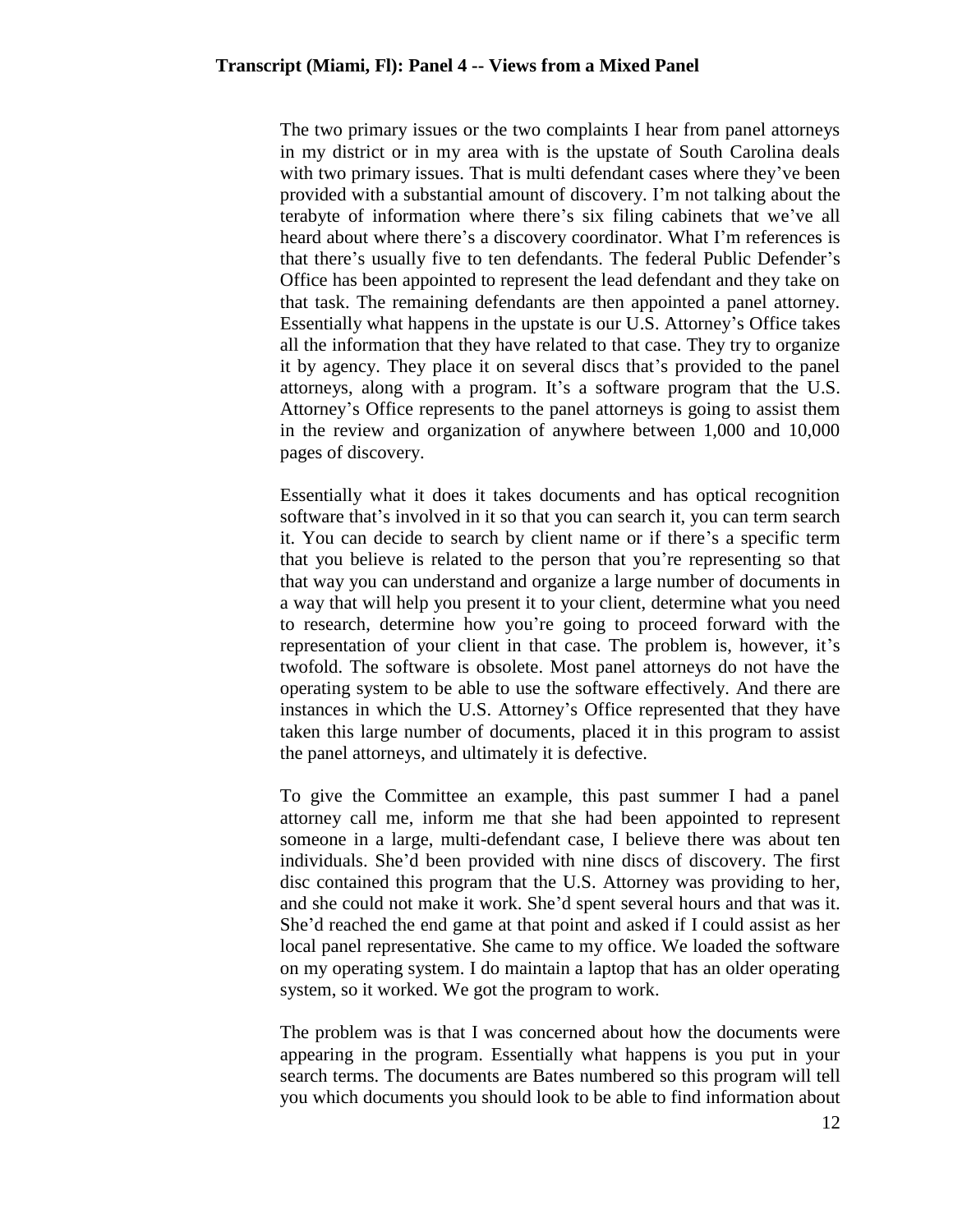The two primary issues or the two complaints I hear from panel attorneys in my district or in my area with is the upstate of South Carolina deals with two primary issues. That is multi defendant cases where they've been provided with a substantial amount of discovery. I'm not talking about the terabyte of information where there's six filing cabinets that we've all heard about where there's a discovery coordinator. What I'm references is that there's usually five to ten defendants. The federal Public Defender's Office has been appointed to represent the lead defendant and they take on that task. The remaining defendants are then appointed a panel attorney. Essentially what happens in the upstate is our U.S. Attorney's Office takes all the information that they have related to that case. They try to organize it by agency. They place it on several discs that's provided to the panel attorneys, along with a program. It's a software program that the U.S. Attorney's Office represents to the panel attorneys is going to assist them in the review and organization of anywhere between 1,000 and 10,000 pages of discovery.

Essentially what it does it takes documents and has optical recognition software that's involved in it so that you can search it, you can term search it. You can decide to search by client name or if there's a specific term that you believe is related to the person that you're representing so that that way you can understand and organize a large number of documents in a way that will help you present it to your client, determine what you need to research, determine how you're going to proceed forward with the representation of your client in that case. The problem is, however, it's twofold. The software is obsolete. Most panel attorneys do not have the operating system to be able to use the software effectively. And there are instances in which the U.S. Attorney's Office represented that they have taken this large number of documents, placed it in this program to assist the panel attorneys, and ultimately it is defective.

To give the Committee an example, this past summer I had a panel attorney call me, inform me that she had been appointed to represent someone in a large, multi-defendant case, I believe there was about ten individuals. She'd been provided with nine discs of discovery. The first disc contained this program that the U.S. Attorney was providing to her, and she could not make it work. She'd spent several hours and that was it. She'd reached the end game at that point and asked if I could assist as her local panel representative. She came to my office. We loaded the software on my operating system. I do maintain a laptop that has an older operating system, so it worked. We got the program to work.

The problem was is that I was concerned about how the documents were appearing in the program. Essentially what happens is you put in your search terms. The documents are Bates numbered so this program will tell you which documents you should look to be able to find information about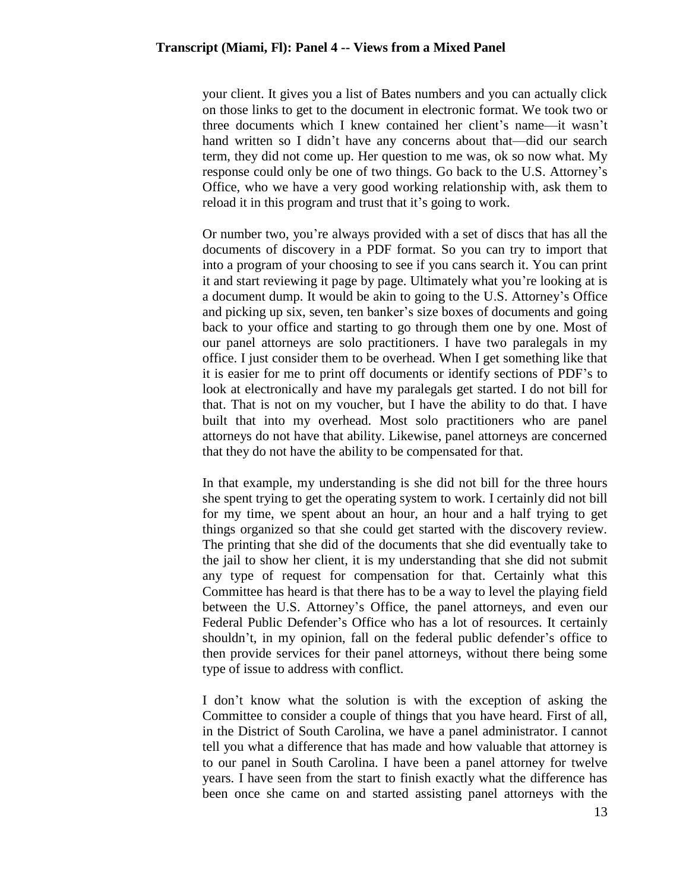your client. It gives you a list of Bates numbers and you can actually click on those links to get to the document in electronic format. We took two or three documents which I knew contained her client's name—it wasn't hand written so I didn't have any concerns about that—did our search term, they did not come up. Her question to me was, ok so now what. My response could only be one of two things. Go back to the U.S. Attorney's Office, who we have a very good working relationship with, ask them to reload it in this program and trust that it's going to work.

Or number two, you're always provided with a set of discs that has all the documents of discovery in a PDF format. So you can try to import that into a program of your choosing to see if you cans search it. You can print it and start reviewing it page by page. Ultimately what you're looking at is a document dump. It would be akin to going to the U.S. Attorney's Office and picking up six, seven, ten banker's size boxes of documents and going back to your office and starting to go through them one by one. Most of our panel attorneys are solo practitioners. I have two paralegals in my office. I just consider them to be overhead. When I get something like that it is easier for me to print off documents or identify sections of PDF's to look at electronically and have my paralegals get started. I do not bill for that. That is not on my voucher, but I have the ability to do that. I have built that into my overhead. Most solo practitioners who are panel attorneys do not have that ability. Likewise, panel attorneys are concerned that they do not have the ability to be compensated for that.

In that example, my understanding is she did not bill for the three hours she spent trying to get the operating system to work. I certainly did not bill for my time, we spent about an hour, an hour and a half trying to get things organized so that she could get started with the discovery review. The printing that she did of the documents that she did eventually take to the jail to show her client, it is my understanding that she did not submit any type of request for compensation for that. Certainly what this Committee has heard is that there has to be a way to level the playing field between the U.S. Attorney's Office, the panel attorneys, and even our Federal Public Defender's Office who has a lot of resources. It certainly shouldn't, in my opinion, fall on the federal public defender's office to then provide services for their panel attorneys, without there being some type of issue to address with conflict.

I don't know what the solution is with the exception of asking the Committee to consider a couple of things that you have heard. First of all, in the District of South Carolina, we have a panel administrator. I cannot tell you what a difference that has made and how valuable that attorney is to our panel in South Carolina. I have been a panel attorney for twelve years. I have seen from the start to finish exactly what the difference has been once she came on and started assisting panel attorneys with the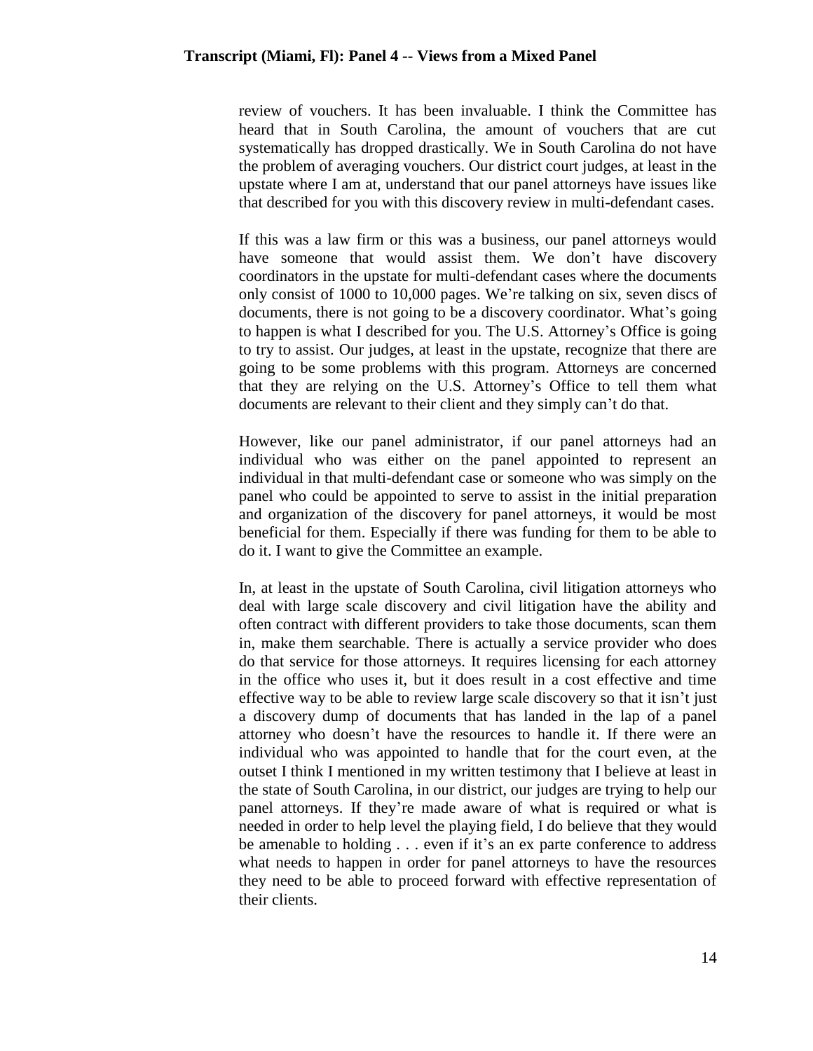review of vouchers. It has been invaluable. I think the Committee has heard that in South Carolina, the amount of vouchers that are cut systematically has dropped drastically. We in South Carolina do not have the problem of averaging vouchers. Our district court judges, at least in the upstate where I am at, understand that our panel attorneys have issues like that described for you with this discovery review in multi-defendant cases.

If this was a law firm or this was a business, our panel attorneys would have someone that would assist them. We don't have discovery coordinators in the upstate for multi-defendant cases where the documents only consist of 1000 to 10,000 pages. We're talking on six, seven discs of documents, there is not going to be a discovery coordinator. What's going to happen is what I described for you. The U.S. Attorney's Office is going to try to assist. Our judges, at least in the upstate, recognize that there are going to be some problems with this program. Attorneys are concerned that they are relying on the U.S. Attorney's Office to tell them what documents are relevant to their client and they simply can't do that.

However, like our panel administrator, if our panel attorneys had an individual who was either on the panel appointed to represent an individual in that multi-defendant case or someone who was simply on the panel who could be appointed to serve to assist in the initial preparation and organization of the discovery for panel attorneys, it would be most beneficial for them. Especially if there was funding for them to be able to do it. I want to give the Committee an example.

In, at least in the upstate of South Carolina, civil litigation attorneys who deal with large scale discovery and civil litigation have the ability and often contract with different providers to take those documents, scan them in, make them searchable. There is actually a service provider who does do that service for those attorneys. It requires licensing for each attorney in the office who uses it, but it does result in a cost effective and time effective way to be able to review large scale discovery so that it isn't just a discovery dump of documents that has landed in the lap of a panel attorney who doesn't have the resources to handle it. If there were an individual who was appointed to handle that for the court even, at the outset I think I mentioned in my written testimony that I believe at least in the state of South Carolina, in our district, our judges are trying to help our panel attorneys. If they're made aware of what is required or what is needed in order to help level the playing field, I do believe that they would be amenable to holding . . . even if it's an ex parte conference to address what needs to happen in order for panel attorneys to have the resources they need to be able to proceed forward with effective representation of their clients.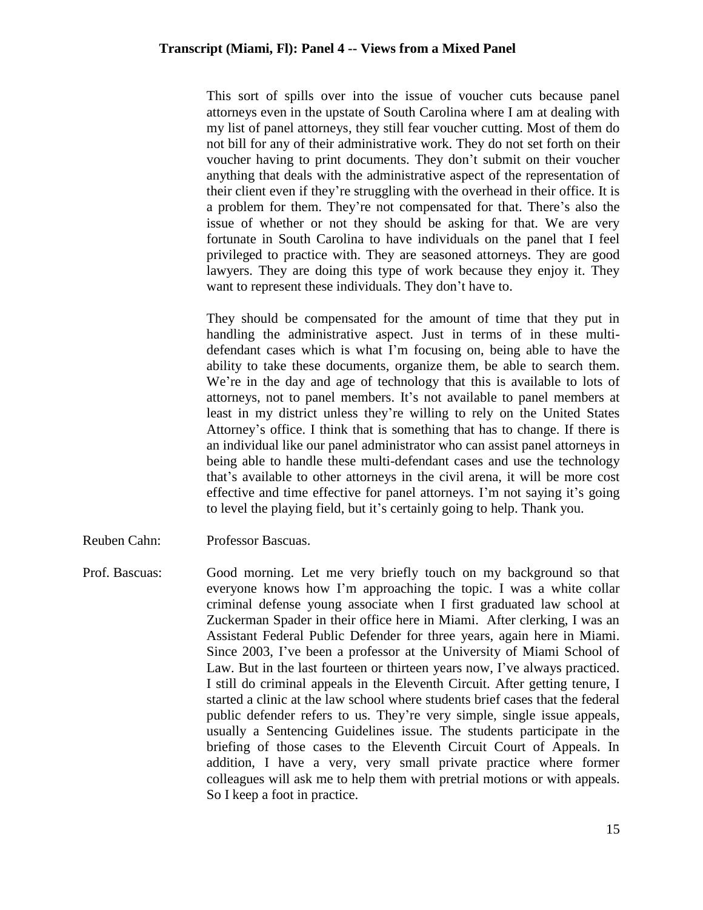This sort of spills over into the issue of voucher cuts because panel attorneys even in the upstate of South Carolina where I am at dealing with my list of panel attorneys, they still fear voucher cutting. Most of them do not bill for any of their administrative work. They do not set forth on their voucher having to print documents. They don't submit on their voucher anything that deals with the administrative aspect of the representation of their client even if they're struggling with the overhead in their office. It is a problem for them. They're not compensated for that. There's also the issue of whether or not they should be asking for that. We are very fortunate in South Carolina to have individuals on the panel that I feel privileged to practice with. They are seasoned attorneys. They are good lawyers. They are doing this type of work because they enjoy it. They want to represent these individuals. They don't have to.

They should be compensated for the amount of time that they put in handling the administrative aspect. Just in terms of in these multi-defendant cases which is what I'm focusing on, being able to have the ability to take these documents, organize them, be able to search them. We're in the day and age of technology that this is available to lots of attorneys, not to panel members. It's not available to panel members at least in my district unless they're willing to rely on the United States Attorney's office. I think that is something that has to change. If there is an individual like our panel administrator who can assist panel attorneys in being able to handle these multi-defendant cases and use the technology that's available to other attorneys in the civil arena, it will be more cost effective and time effective for panel attorneys. I'm not saying it's going to level the playing field, but it's certainly going to help. Thank you.

Reuben Cahn: Professor Bascuas.

Prof. Bascuas: Good morning. Let me very briefly touch on my background so that everyone knows how I'm approaching the topic. I was a white collar criminal defense young associate when I first graduated law school at Zuckerman Spader in their office here in Miami. After clerking, I was an Assistant Federal Public Defender for three years, again here in Miami. Since 2003, I've been a professor at the University of Miami School of Law. But in the last fourteen or thirteen years now, I've always practiced. I still do criminal appeals in the Eleventh Circuit. After getting tenure, I started a clinic at the law school where students brief cases that the federal public defender refers to us. They're very simple, single issue appeals, usually a Sentencing Guidelines issue. The students participate in the briefing of those cases to the Eleventh Circuit Court of Appeals. In addition, I have a very, very small private practice where former colleagues will ask me to help them with pretrial motions or with appeals. So I keep a foot in practice.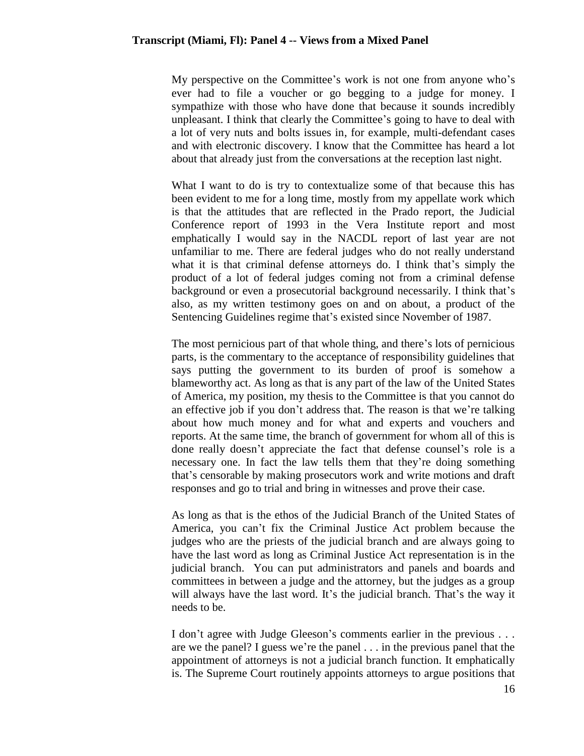My perspective on the Committee's work is not one from anyone who's ever had to file a voucher or go begging to a judge for money. I sympathize with those who have done that because it sounds incredibly unpleasant. I think that clearly the Committee's going to have to deal with a lot of very nuts and bolts issues in, for example, multi-defendant cases and with electronic discovery. I know that the Committee has heard a lot about that already just from the conversations at the reception last night.

What I want to do is try to contextualize some of that because this has been evident to me for a long time, mostly from my appellate work which is that the attitudes that are reflected in the Prado report, the Judicial Conference report of 1993 in the Vera Institute report and most emphatically I would say in the NACDL report of last year are not unfamiliar to me. There are federal judges who do not really understand what it is that criminal defense attorneys do. I think that's simply the product of a lot of federal judges coming not from a criminal defense background or even a prosecutorial background necessarily. I think that's also, as my written testimony goes on and on about, a product of the Sentencing Guidelines regime that's existed since November of 1987.

The most pernicious part of that whole thing, and there's lots of pernicious parts, is the commentary to the acceptance of responsibility guidelines that says putting the government to its burden of proof is somehow a blameworthy act. As long as that is any part of the law of the United States of America, my position, my thesis to the Committee is that you cannot do an effective job if you don't address that. The reason is that we're talking about how much money and for what and experts and vouchers and reports. At the same time, the branch of government for whom all of this is done really doesn't appreciate the fact that defense counsel's role is a necessary one. In fact the law tells them that they're doing something that's censorable by making prosecutors work and write motions and draft responses and go to trial and bring in witnesses and prove their case.

As long as that is the ethos of the Judicial Branch of the United States of America, you can't fix the Criminal Justice Act problem because the judges who are the priests of the judicial branch and are always going to have the last word as long as Criminal Justice Act representation is in the judicial branch. You can put administrators and panels and boards and committees in between a judge and the attorney, but the judges as a group will always have the last word. It's the judicial branch. That's the way it needs to be.

I don't agree with Judge Gleeson's comments earlier in the previous . . . are we the panel? I guess we're the panel . . . in the previous panel that the appointment of attorneys is not a judicial branch function. It emphatically is. The Supreme Court routinely appoints attorneys to argue positions that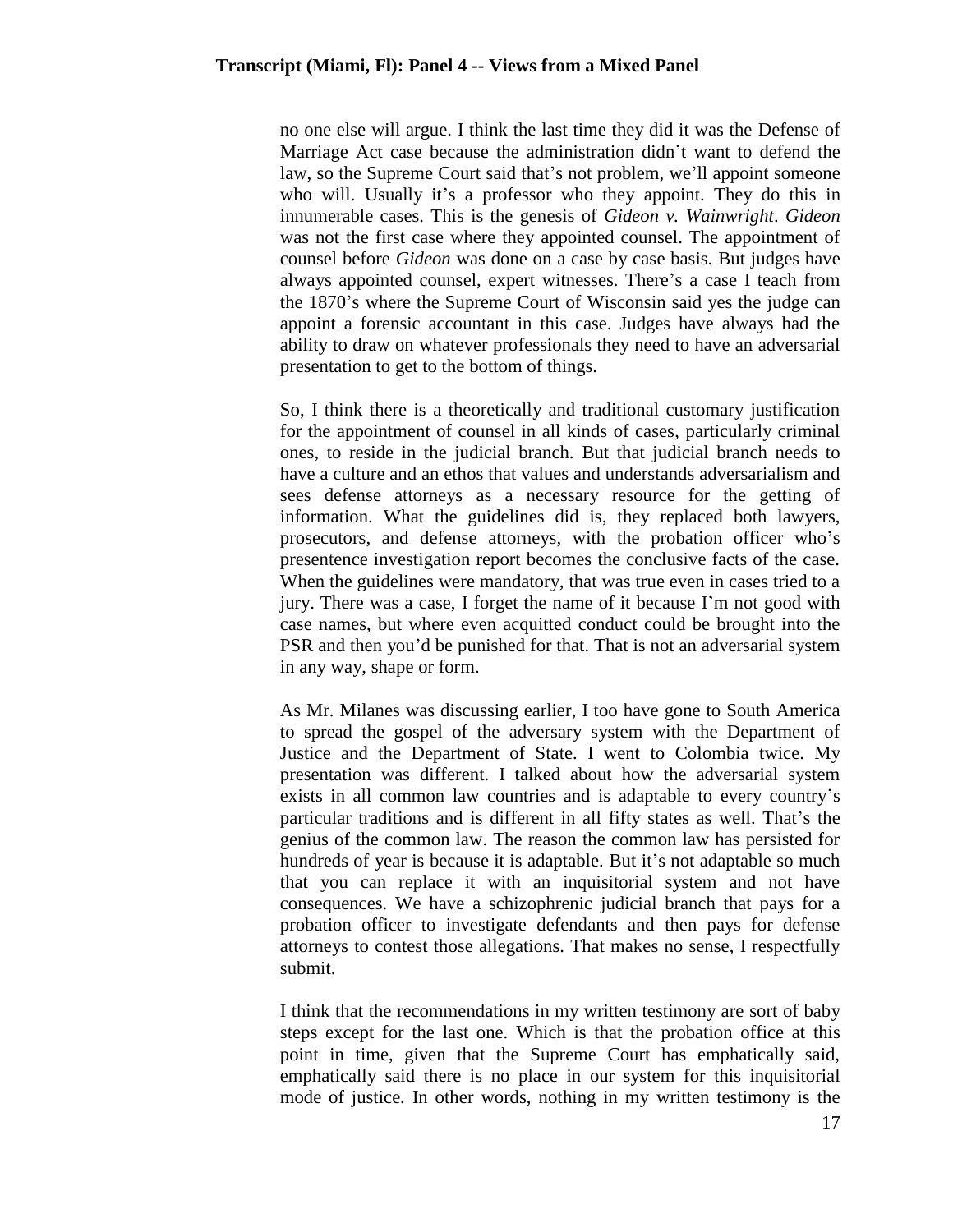no one else will argue. I think the last time they did it was the Defense of Marriage Act case because the administration didn't want to defend the law, so the Supreme Court said that's not problem, we'll appoint someone who will. Usually it's a professor who they appoint. They do this in innumerable cases. This is the genesis of *Gideon v. Wainwright*. *Gideon* was not the first case where they appointed counsel. The appointment of counsel before *Gideon* was done on a case by case basis. But judges have always appointed counsel, expert witnesses. There's a case I teach from the 1870's where the Supreme Court of Wisconsin said yes the judge can appoint a forensic accountant in this case. Judges have always had the ability to draw on whatever professionals they need to have an adversarial presentation to get to the bottom of things.

So, I think there is a theoretically and traditional customary justification for the appointment of counsel in all kinds of cases, particularly criminal ones, to reside in the judicial branch. But that judicial branch needs to have a culture and an ethos that values and understands adversarialism and sees defense attorneys as a necessary resource for the getting of information. What the guidelines did is, they replaced both lawyers, prosecutors, and defense attorneys, with the probation officer who's presentence investigation report becomes the conclusive facts of the case. When the guidelines were mandatory, that was true even in cases tried to a jury. There was a case, I forget the name of it because I'm not good with case names, but where even acquitted conduct could be brought into the PSR and then you'd be punished for that. That is not an adversarial system in any way, shape or form.

As Mr. Milanes was discussing earlier, I too have gone to South America to spread the gospel of the adversary system with the Department of Justice and the Department of State. I went to Colombia twice. My presentation was different. I talked about how the adversarial system exists in all common law countries and is adaptable to every country's particular traditions and is different in all fifty states as well. That's the genius of the common law. The reason the common law has persisted for hundreds of year is because it is adaptable. But it's not adaptable so much that you can replace it with an inquisitorial system and not have consequences. We have a schizophrenic judicial branch that pays for a probation officer to investigate defendants and then pays for defense attorneys to contest those allegations. That makes no sense, I respectfully submit.

I think that the recommendations in my written testimony are sort of baby steps except for the last one. Which is that the probation office at this point in time, given that the Supreme Court has emphatically said, emphatically said there is no place in our system for this inquisitorial mode of justice. In other words, nothing in my written testimony is the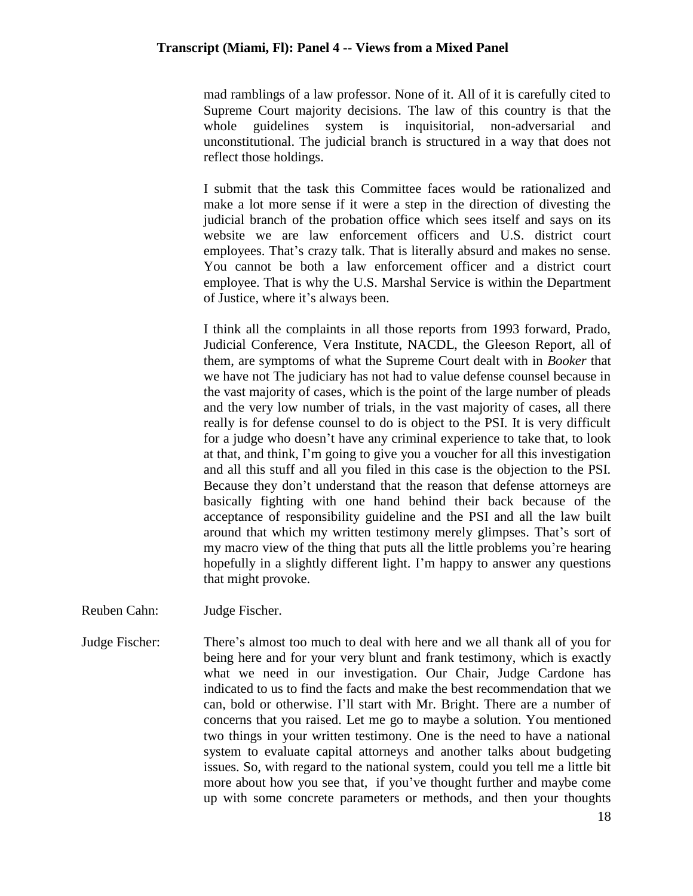mad ramblings of a law professor. None of it. All of it is carefully cited to Supreme Court majority decisions. The law of this country is that the whole guidelines system is inquisitorial, non-adversarial and unconstitutional. The judicial branch is structured in a way that does not reflect those holdings.

I submit that the task this Committee faces would be rationalized and make a lot more sense if it were a step in the direction of divesting the judicial branch of the probation office which sees itself and says on its website we are law enforcement officers and U.S. district court employees. That's crazy talk. That is literally absurd and makes no sense. You cannot be both a law enforcement officer and a district court employee. That is why the U.S. Marshal Service is within the Department of Justice, where it's always been.

I think all the complaints in all those reports from 1993 forward, Prado, Judicial Conference, Vera Institute, NACDL, the Gleeson Report, all of them, are symptoms of what the Supreme Court dealt with in *Booker* that we have not The judiciary has not had to value defense counsel because in the vast majority of cases, which is the point of the large number of pleads and the very low number of trials, in the vast majority of cases, all there really is for defense counsel to do is object to the PSI. It is very difficult for a judge who doesn't have any criminal experience to take that, to look at that, and think, I'm going to give you a voucher for all this investigation and all this stuff and all you filed in this case is the objection to the PSI. Because they don't understand that the reason that defense attorneys are basically fighting with one hand behind their back because of the acceptance of responsibility guideline and the PSI and all the law built around that which my written testimony merely glimpses. That's sort of my macro view of the thing that puts all the little problems you're hearing hopefully in a slightly different light. I'm happy to answer any questions that might provoke.

Reuben Cahn: Judge Fischer.

Judge Fischer: There's almost too much to deal with here and we all thank all of you for being here and for your very blunt and frank testimony, which is exactly what we need in our investigation. Our Chair, Judge Cardone has indicated to us to find the facts and make the best recommendation that we can, bold or otherwise. I'll start with Mr. Bright. There are a number of concerns that you raised. Let me go to maybe a solution. You mentioned two things in your written testimony. One is the need to have a national system to evaluate capital attorneys and another talks about budgeting issues. So, with regard to the national system, could you tell me a little bit more about how you see that, if you've thought further and maybe come up with some concrete parameters or methods, and then your thoughts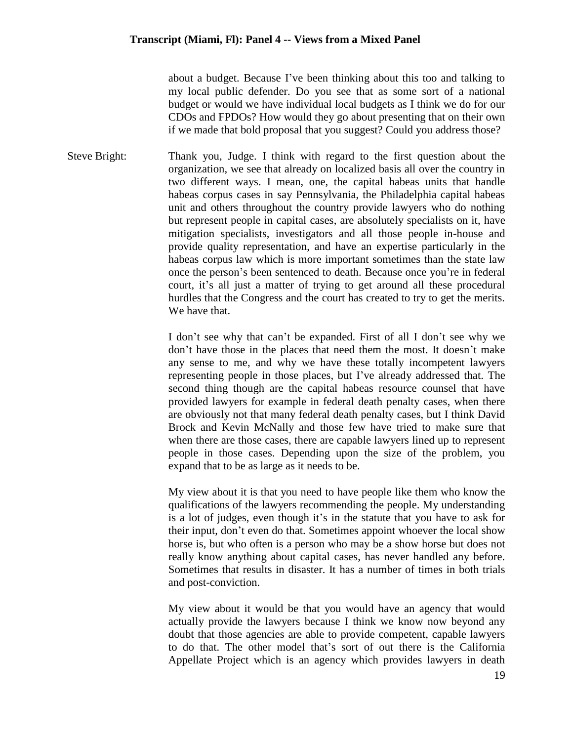about a budget. Because I've been thinking about this too and talking to my local public defender. Do you see that as some sort of a national budget or would we have individual local budgets as I think we do for our CDOs and FPDOs? How would they go about presenting that on their own if we made that bold proposal that you suggest? Could you address those?

Steve Bright: Thank you, Judge. I think with regard to the first question about the organization, we see that already on localized basis all over the country in two different ways. I mean, one, the capital habeas units that handle habeas corpus cases in say Pennsylvania, the Philadelphia capital habeas unit and others throughout the country provide lawyers who do nothing but represent people in capital cases, are absolutely specialists on it, have mitigation specialists, investigators and all those people in-house and provide quality representation, and have an expertise particularly in the habeas corpus law which is more important sometimes than the state law once the person's been sentenced to death. Because once you're in federal court, it's all just a matter of trying to get around all these procedural hurdles that the Congress and the court has created to try to get the merits. We have that.

I don't see why that can't be expanded. First of all I don't see why we don't have those in the places that need them the most. It doesn't make any sense to me, and why we have these totally incompetent lawyers representing people in those places, but I've already addressed that. The second thing though are the capital habeas resource counsel that have provided lawyers for example in federal death penalty cases, when there are obviously not that many federal death penalty cases, but I think David Brock and Kevin McNally and those few have tried to make sure that when there are those cases, there are capable lawyers lined up to represent people in those cases. Depending upon the size of the problem, you expand that to be as large as it needs to be.

My view about it is that you need to have people like them who know the qualifications of the lawyers recommending the people. My understanding is a lot of judges, even though it's in the statute that you have to ask for their input, don't even do that. Sometimes appoint whoever the local show horse is, but who often is a person who may be a show horse but does not really know anything about capital cases, has never handled any before. Sometimes that results in disaster. It has a number of times in both trials and post-conviction.

My view about it would be that you would have an agency that would actually provide the lawyers because I think we know now beyond any doubt that those agencies are able to provide competent, capable lawyers to do that. The other model that's sort of out there is the California Appellate Project which is an agency which provides lawyers in death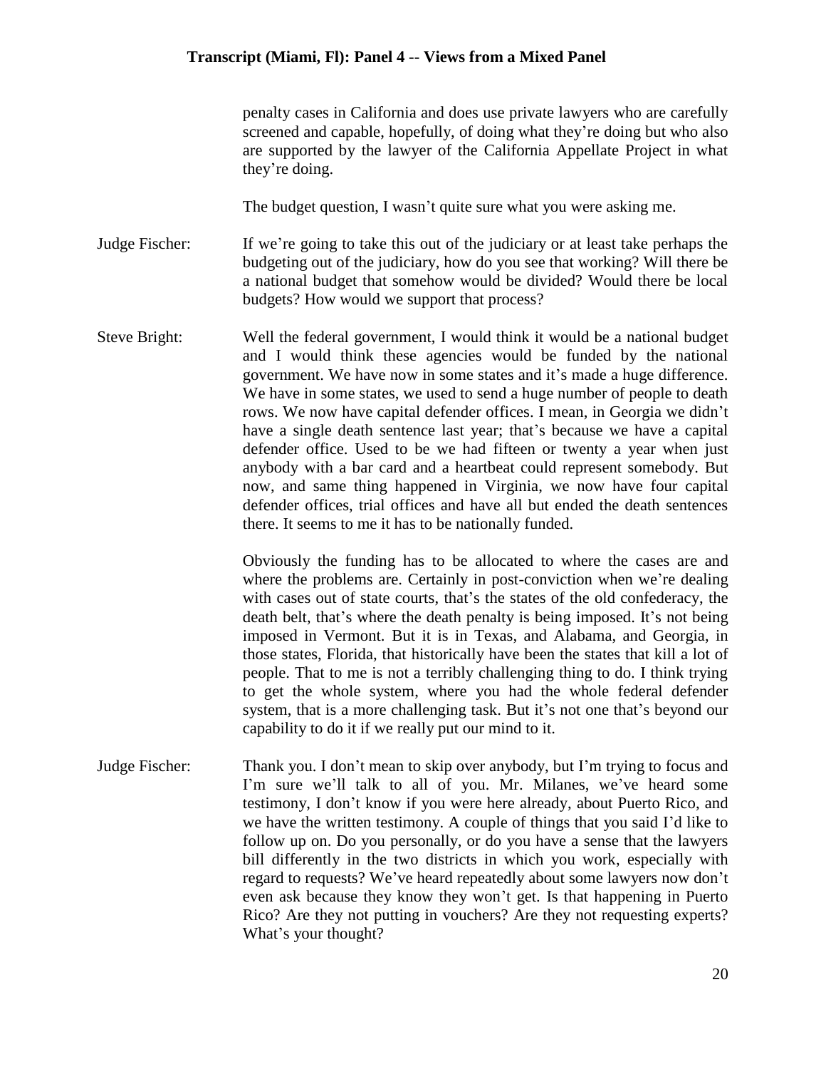penalty cases in California and does use private lawyers who are carefully screened and capable, hopefully, of doing what they're doing but who also are supported by the lawyer of the California Appellate Project in what they're doing.

The budget question, I wasn't quite sure what you were asking me.

Judge Fischer: If we're going to take this out of the judiciary or at least take perhaps the budgeting out of the judiciary, how do you see that working? Will there be a national budget that somehow would be divided? Would there be local budgets? How would we support that process?

Steve Bright: Well the federal government, I would think it would be a national budget and I would think these agencies would be funded by the national government. We have now in some states and it's made a huge difference. We have in some states, we used to send a huge number of people to death rows. We now have capital defender offices. I mean, in Georgia we didn't have a single death sentence last year; that's because we have a capital defender office. Used to be we had fifteen or twenty a year when just anybody with a bar card and a heartbeat could represent somebody. But now, and same thing happened in Virginia, we now have four capital defender offices, trial offices and have all but ended the death sentences there. It seems to me it has to be nationally funded.

Obviously the funding has to be allocated to where the cases are and where the problems are. Certainly in post-conviction when we're dealing with cases out of state courts, that's the states of the old confederacy, the death belt, that's where the death penalty is being imposed. It's not being imposed in Vermont. But it is in Texas, and Alabama, and Georgia, in those states, Florida, that historically have been the states that kill a lot of people. That to me is not a terribly challenging thing to do. I think trying to get the whole system, where you had the whole federal defender system, that is a more challenging task. But it's not one that's beyond our capability to do it if we really put our mind to it.

Judge Fischer: Thank you. I don't mean to skip over anybody, but I'm trying to focus and I'm sure we'll talk to all of you. Mr. Milanes, we've heard some testimony, I don't know if you were here already, about Puerto Rico, and we have the written testimony. A couple of things that you said I'd like to follow up on. Do you personally, or do you have a sense that the lawyers bill differently in the two districts in which you work, especially with regard to requests? We've heard repeatedly about some lawyers now don't even ask because they know they won't get. Is that happening in Puerto Rico? Are they not putting in vouchers? Are they not requesting experts? What's your thought?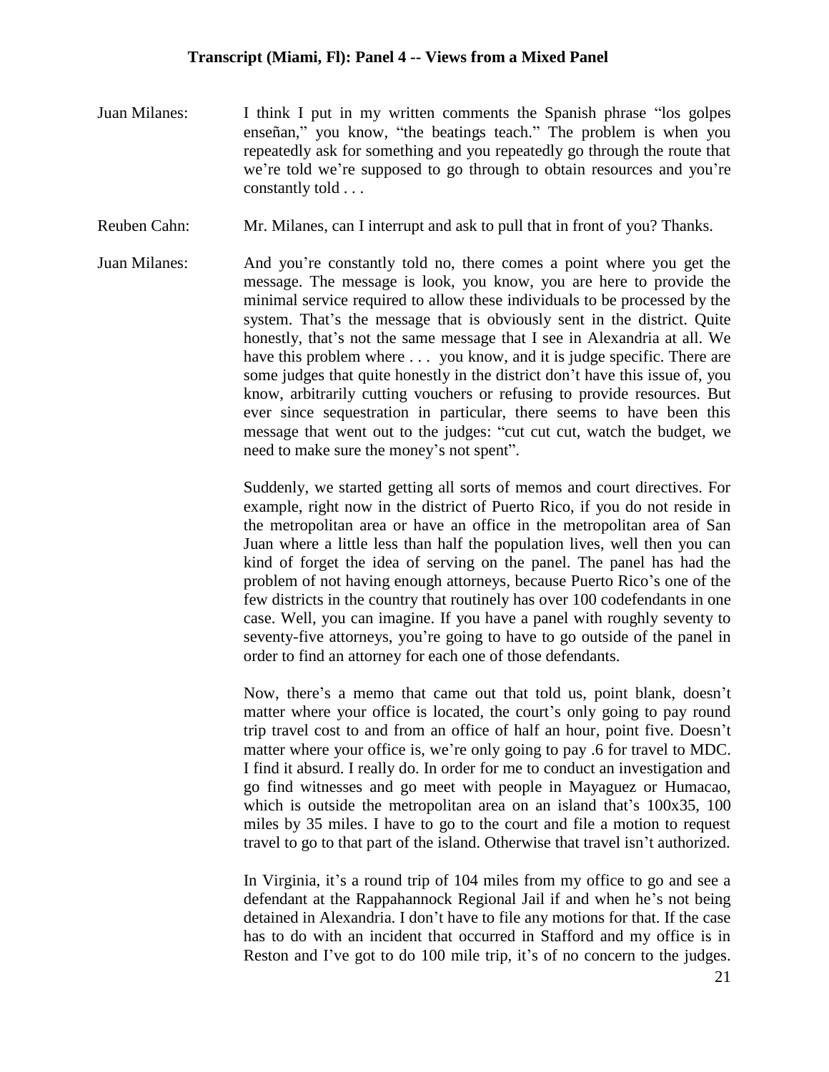Juan Milanes: I think I put in my written comments the Spanish phrase "los golpes enseñan," you know, "the beatings teach." The problem is when you repeatedly ask for something and you repeatedly go through the route that we're told we're supposed to go through to obtain resources and you're constantly told . . .

Reuben Cahn: Mr. Milanes, can I interrupt and ask to pull that in front of you? Thanks.

Juan Milanes: And you're constantly told no, there comes a point where you get the message. The message is look, you know, you are here to provide the minimal service required to allow these individuals to be processed by the system. That's the message that is obviously sent in the district. Quite honestly, that's not the same message that I see in Alexandria at all. We have this problem where . . . you know, and it is judge specific. There are some judges that quite honestly in the district don't have this issue of, you know, arbitrarily cutting vouchers or refusing to provide resources. But ever since sequestration in particular, there seems to have been this message that went out to the judges: "cut cut cut, watch the budget, we need to make sure the money's not spent".

Suddenly, we started getting all sorts of memos and court directives. For example, right now in the district of Puerto Rico, if you do not reside in the metropolitan area or have an office in the metropolitan area of San Juan where a little less than half the population lives, well then you can kind of forget the idea of serving on the panel. The panel has had the problem of not having enough attorneys, because Puerto Rico's one of the few districts in the country that routinely has over 100 codefendants in one case. Well, you can imagine. If you have a panel with roughly seventy to seventy-five attorneys, you're going to have to go outside of the panel in order to find an attorney for each one of those defendants.

Now, there's a memo that came out that told us, point blank, doesn't matter where your office is located, the court's only going to pay round trip travel cost to and from an office of half an hour, point five. Doesn't matter where your office is, we're only going to pay .6 for travel to MDC. I find it absurd. I really do. In order for me to conduct an investigation and go find witnesses and go meet with people in Mayaguez or Humacao, which is outside the metropolitan area on an island that's 100x35, 100 miles by 35 miles. I have to go to the court and file a motion to request travel to go to that part of the island. Otherwise that travel isn't authorized.

In Virginia, it's a round trip of 104 miles from my office to go and see a defendant at the Rappahannock Regional Jail if and when he's not being detained in Alexandria. I don't have to file any motions for that. If the case has to do with an incident that occurred in Stafford and my office is in Reston and I've got to do 100 mile trip, it's of no concern to the judges.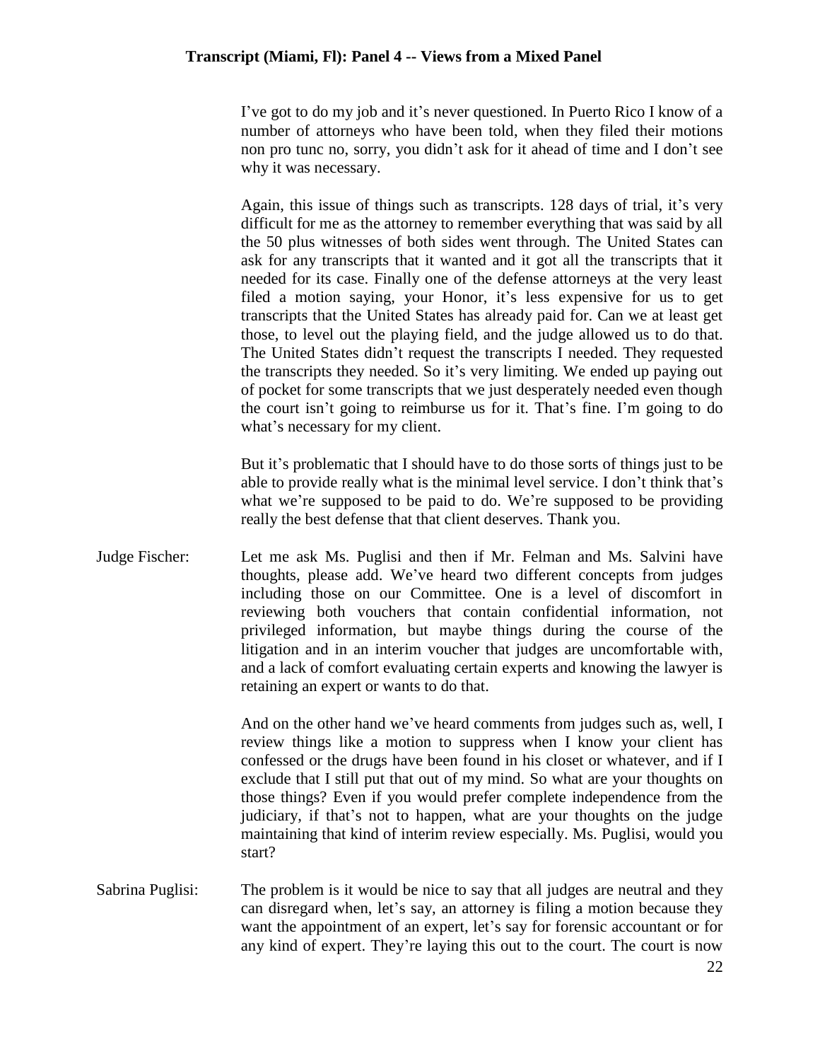I've got to do my job and it's never questioned. In Puerto Rico I know of a number of attorneys who have been told, when they filed their motions non pro tunc no, sorry, you didn't ask for it ahead of time and I don't see why it was necessary.

Again, this issue of things such as transcripts. 128 days of trial, it's very difficult for me as the attorney to remember everything that was said by all the 50 plus witnesses of both sides went through. The United States can ask for any transcripts that it wanted and it got all the transcripts that it needed for its case. Finally one of the defense attorneys at the very least filed a motion saying, your Honor, it's less expensive for us to get transcripts that the United States has already paid for. Can we at least get those, to level out the playing field, and the judge allowed us to do that. The United States didn't request the transcripts I needed. They requested the transcripts they needed. So it's very limiting. We ended up paying out of pocket for some transcripts that we just desperately needed even though the court isn't going to reimburse us for it. That's fine. I'm going to do what's necessary for my client.

But it's problematic that I should have to do those sorts of things just to be able to provide really what is the minimal level service. I don't think that's what we're supposed to be paid to do. We're supposed to be providing really the best defense that that client deserves. Thank you.

Judge Fischer: Let me ask Ms. Puglisi and then if Mr. Felman and Ms. Salvini have thoughts, please add. We've heard two different concepts from judges including those on our Committee. One is a level of discomfort in reviewing both vouchers that contain confidential information, not privileged information, but maybe things during the course of the litigation and in an interim voucher that judges are uncomfortable with, and a lack of comfort evaluating certain experts and knowing the lawyer is retaining an expert or wants to do that.

And on the other hand we've heard comments from judges such as, well, I review things like a motion to suppress when I know your client has confessed or the drugs have been found in his closet or whatever, and if I exclude that I still put that out of my mind. So what are your thoughts on those things? Even if you would prefer complete independence from the judiciary, if that's not to happen, what are your thoughts on the judge maintaining that kind of interim review especially. Ms. Puglisi, would you start?

Sabrina Puglisi: The problem is it would be nice to say that all judges are neutral and they can disregard when, let's say, an attorney is filing a motion because they want the appointment of an expert, let's say for forensic accountant or for any kind of expert. They're laying this out to the court. The court is now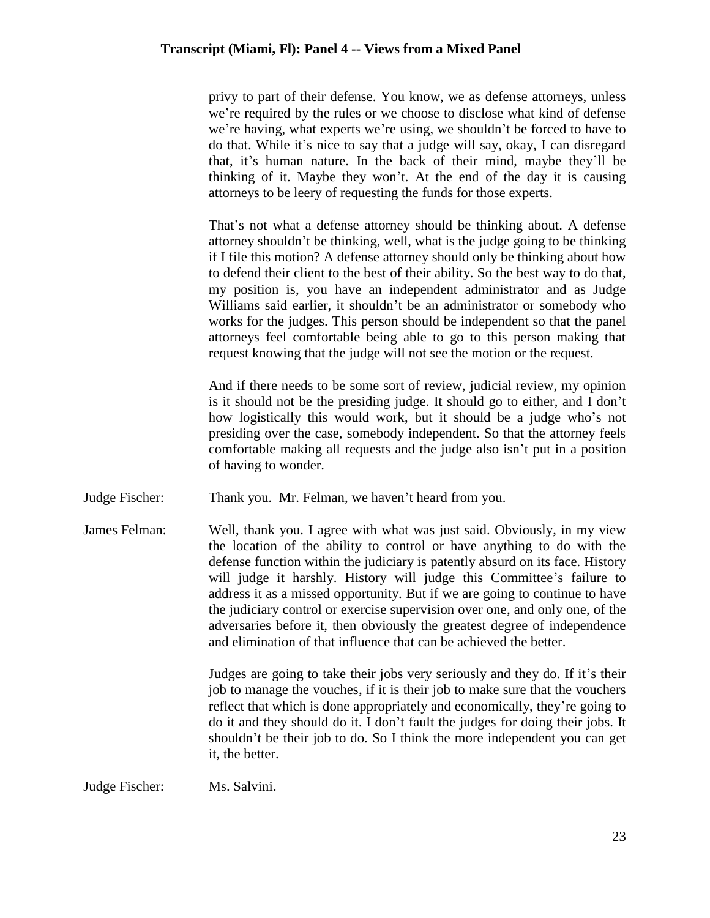privy to part of their defense. You know, we as defense attorneys, unless we're required by the rules or we choose to disclose what kind of defense we're having, what experts we're using, we shouldn't be forced to have to do that. While it's nice to say that a judge will say, okay, I can disregard that, it's human nature. In the back of their mind, maybe they'll be thinking of it. Maybe they won't. At the end of the day it is causing attorneys to be leery of requesting the funds for those experts.

That's not what a defense attorney should be thinking about. A defense attorney shouldn't be thinking, well, what is the judge going to be thinking if I file this motion? A defense attorney should only be thinking about how to defend their client to the best of their ability. So the best way to do that, my position is, you have an independent administrator and as Judge Williams said earlier, it shouldn't be an administrator or somebody who works for the judges. This person should be independent so that the panel attorneys feel comfortable being able to go to this person making that request knowing that the judge will not see the motion or the request.

And if there needs to be some sort of review, judicial review, my opinion is it should not be the presiding judge. It should go to either, and I don't how logistically this would work, but it should be a judge who's not presiding over the case, somebody independent. So that the attorney feels comfortable making all requests and the judge also isn't put in a position of having to wonder.

Judge Fischer: Thank you. Mr. Felman, we haven't heard from you.

James Felman: Well, thank you. I agree with what was just said. Obviously, in my view the location of the ability to control or have anything to do with the defense function within the judiciary is patently absurd on its face. History will judge it harshly. History will judge this Committee's failure to address it as a missed opportunity. But if we are going to continue to have the judiciary control or exercise supervision over one, and only one, of the adversaries before it, then obviously the greatest degree of independence and elimination of that influence that can be achieved the better.

Judges are going to take their jobs very seriously and they do. If it's their job to manage the vouches, if it is their job to make sure that the vouchers reflect that which is done appropriately and economically, they're going to do it and they should do it. I don't fault the judges for doing their jobs. It shouldn't be their job to do. So I think the more independent you can get it, the better.

Judge Fischer: Ms. Salvini.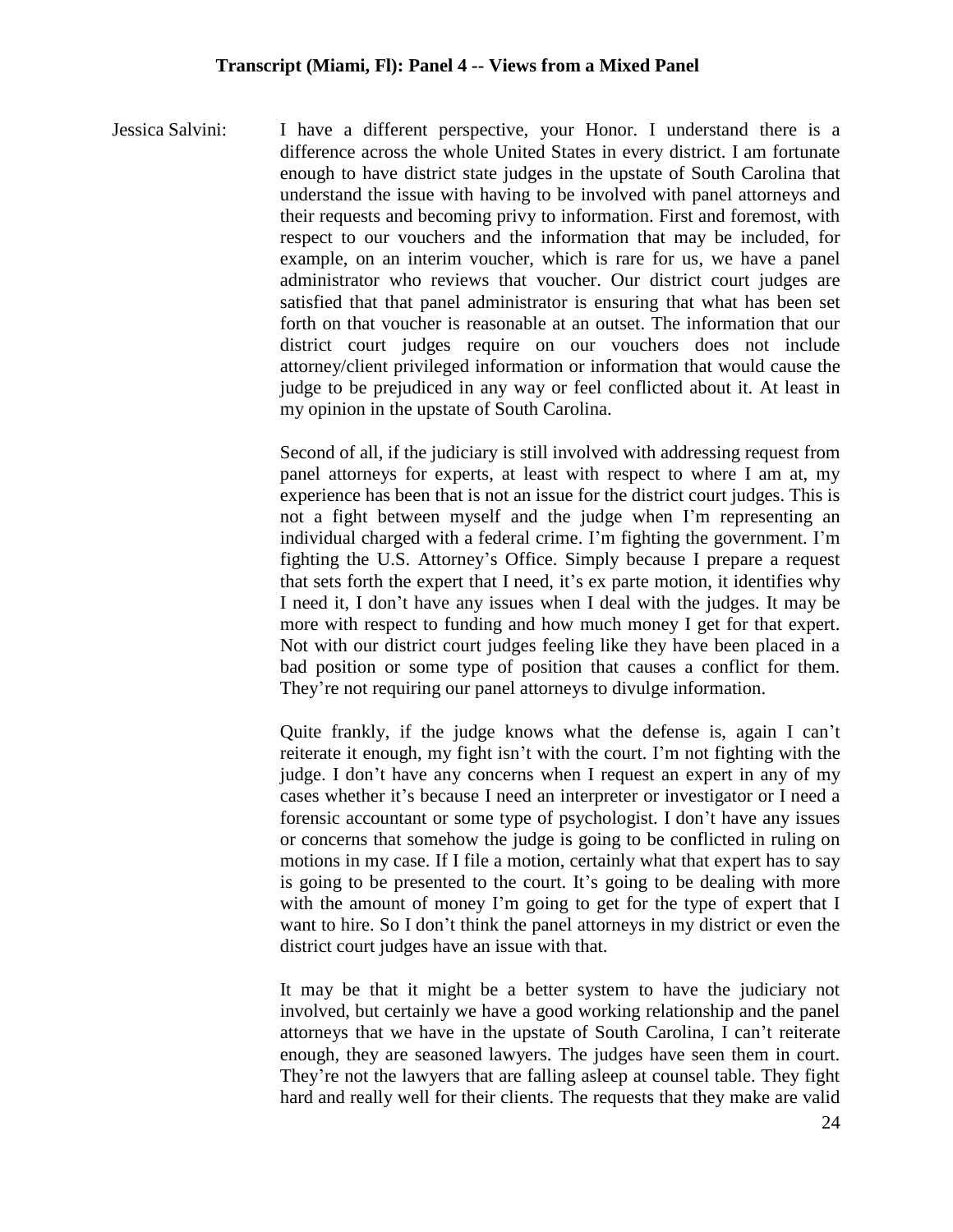Jessica Salvini: I have a different perspective, your Honor. I understand there is a difference across the whole United States in every district. I am fortunate enough to have district state judges in the upstate of South Carolina that understand the issue with having to be involved with panel attorneys and their requests and becoming privy to information. First and foremost, with respect to our vouchers and the information that may be included, for example, on an interim voucher, which is rare for us, we have a panel administrator who reviews that voucher. Our district court judges are satisfied that that panel administrator is ensuring that what has been set forth on that voucher is reasonable at an outset. The information that our district court judges require on our vouchers does not include attorney/client privileged information or information that would cause the judge to be prejudiced in any way or feel conflicted about it. At least in my opinion in the upstate of South Carolina.

Second of all, if the judiciary is still involved with addressing request from panel attorneys for experts, at least with respect to where I am at, my experience has been that is not an issue for the district court judges. This is not a fight between myself and the judge when I'm representing an individual charged with a federal crime. I'm fighting the government. I'm fighting the U.S. Attorney's Office. Simply because I prepare a request that sets forth the expert that I need, it's ex parte motion, it identifies why I need it, I don't have any issues when I deal with the judges. It may be more with respect to funding and how much money I get for that expert. Not with our district court judges feeling like they have been placed in a bad position or some type of position that causes a conflict for them. They're not requiring our panel attorneys to divulge information.

Quite frankly, if the judge knows what the defense is, again I can't reiterate it enough, my fight isn't with the court. I'm not fighting with the judge. I don't have any concerns when I request an expert in any of my cases whether it's because I need an interpreter or investigator or I need a forensic accountant or some type of psychologist. I don't have any issues or concerns that somehow the judge is going to be conflicted in ruling on motions in my case. If I file a motion, certainly what that expert has to say is going to be presented to the court. It's going to be dealing with more with the amount of money I'm going to get for the type of expert that I want to hire. So I don't think the panel attorneys in my district or even the district court judges have an issue with that.

It may be that it might be a better system to have the judiciary not involved, but certainly we have a good working relationship and the panel attorneys that we have in the upstate of South Carolina, I can't reiterate enough, they are seasoned lawyers. The judges have seen them in court. They're not the lawyers that are falling asleep at counsel table. They fight hard and really well for their clients. The requests that they make are valid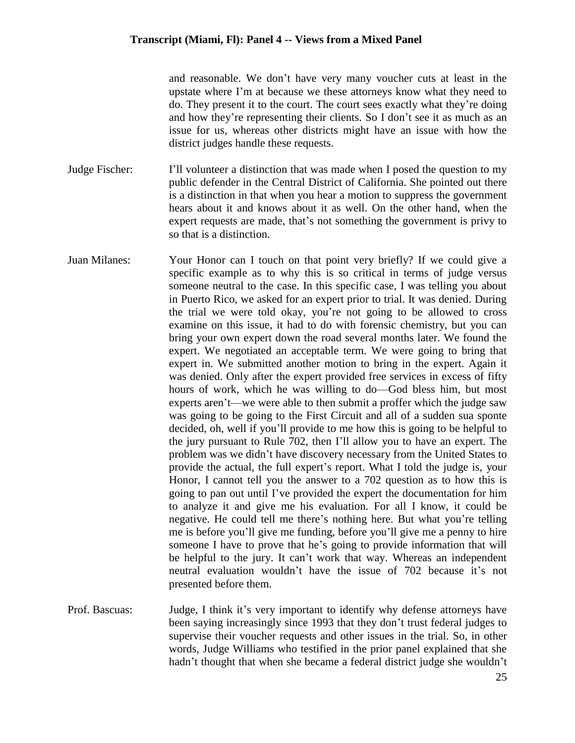and reasonable. We don't have very many voucher cuts at least in the upstate where I'm at because we these attorneys know what they need to do. They present it to the court. The court sees exactly what they're doing and how they're representing their clients. So I don't see it as much as an issue for us, whereas other districts might have an issue with how the district judges handle these requests.

**Judge Fischer:** I'll volunteer a distinction that was made when I posed the question to my public defender in the Central District of California. She pointed out there is a distinction in that when you hear a motion to suppress the government hears about it and knows about it as well. On the other hand, when the expert requests are made, that's not something the government is privy to so that is a distinction.

**Juan Milanes:** Your Honor can I touch on that point very briefly? If we could give a specific example as to why this is so critical in terms of judge versus someone neutral to the case. In this specific case, I was telling you about in Puerto Rico, we asked for an expert prior to trial. It was denied. During the trial we were told okay, you're not going to be allowed to cross examine on this issue, it had to do with forensic chemistry, but you can bring your own expert down the road several months later. We found the expert. We negotiated an acceptable term. We were going to bring that expert in. We submitted another motion to bring in the expert. Again it was denied. Only after the expert provided free services in excess of fifty hours of work, which he was willing to do—God bless him, but most experts aren't—we were able to then submit a proffer which the judge saw was going to be going to the First Circuit and all of a sudden sua sponte decided, oh, well if you'll provide to me how this is going to be helpful to the jury pursuant to Rule 702, then I'll allow you to have an expert. The problem was we didn't have discovery necessary from the United States to provide the actual, the full expert's report. What I told the judge is, your Honor, I cannot tell you the answer to a 702 question as to how this is going to pan out until I've provided the expert the documentation for him to analyze it and give me his evaluation. For all I know, it could be negative. He could tell me there's nothing here. But what you're telling me is before you'll give me funding, before you'll give me a penny to hire someone I have to prove that he's going to provide information that will be helpful to the jury. It can't work that way. Whereas an independent neutral evaluation wouldn't have the issue of 702 because it's not presented before them.

**Prof. Bascuas:** Judge, I think it's very important to identify why defense attorneys have been saying increasingly since 1993 that they don't trust federal judges to supervise their voucher requests and other issues in the trial. So, in other words, Judge Williams who testified in the prior panel explained that she hadn't thought that when she became a federal district judge she wouldn't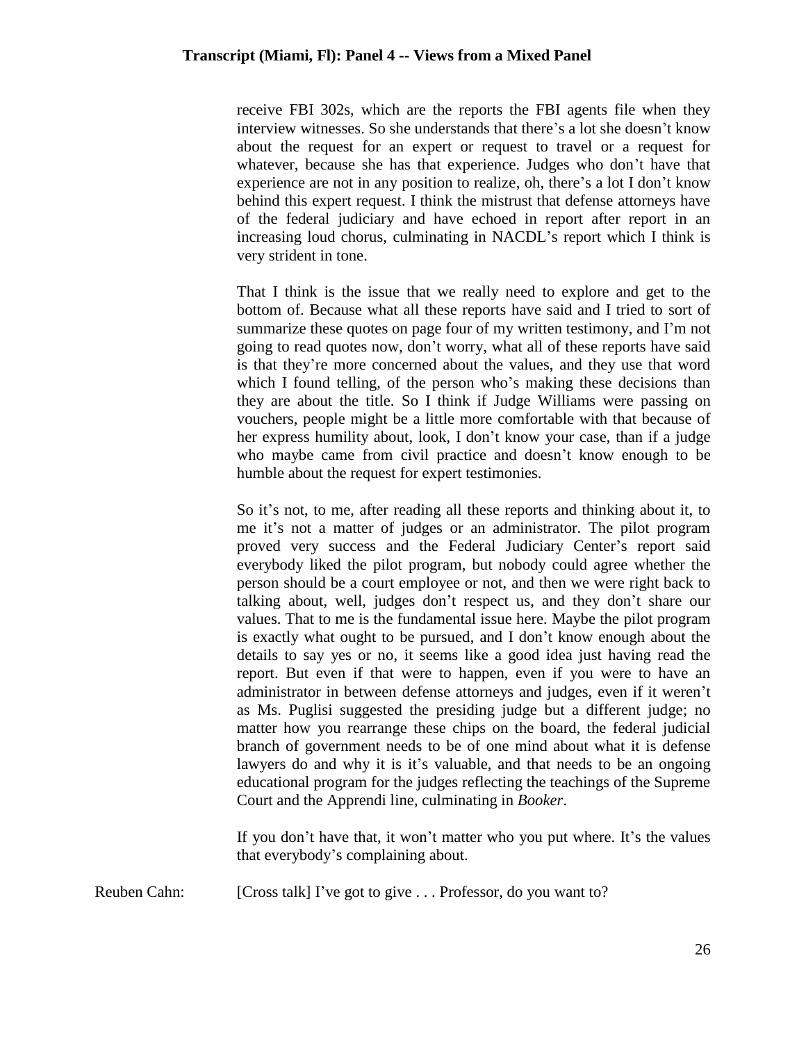receive FBI 302s, which are the reports the FBI agents file when they interview witnesses. So she understands that there's a lot she doesn't know about the request for an expert or request to travel or a request for whatever, because she has that experience. Judges who don't have that experience are not in any position to realize, oh, there's a lot I don't know behind this expert request. I think the mistrust that defense attorneys have of the federal judiciary and have echoed in report after report in an increasing loud chorus, culminating in NACDL's report which I think is very strident in tone.

That I think is the issue that we really need to explore and get to the bottom of. Because what all these reports have said and I tried to sort of summarize these quotes on page four of my written testimony, and I'm not going to read quotes now, don't worry, what all of these reports have said is that they're more concerned about the values, and they use that word which I found telling, of the person who's making these decisions than they are about the title. So I think if Judge Williams were passing on vouchers, people might be a little more comfortable with that because of her express humility about, look, I don't know your case, than if a judge who maybe came from civil practice and doesn't know enough to be humble about the request for expert testimonies.

So it's not, to me, after reading all these reports and thinking about it, to me it's not a matter of judges or an administrator. The pilot program proved very success and the Federal Judiciary Center's report said everybody liked the pilot program, but nobody could agree whether the person should be a court employee or not, and then we were right back to talking about, well, judges don't respect us, and they don't share our values. That to me is the fundamental issue here. Maybe the pilot program is exactly what ought to be pursued, and I don't know enough about the details to say yes or no, it seems like a good idea just having read the report. But even if that were to happen, even if you were to have an administrator in between defense attorneys and judges, even if it weren't as Ms. Puglisi suggested the presiding judge but a different judge; no matter how you rearrange these chips on the board, the federal judicial branch of government needs to be of one mind about what it is defense lawyers do and why it is it's valuable, and that needs to be an ongoing educational program for the judges reflecting the teachings of the Supreme Court and the Apprendi line, culminating in *Booker*.

If you don't have that, it won't matter who you put where. It's the values that everybody's complaining about.

Reuben Cahn: [Cross talk] I've got to give . . . Professor, do you want to?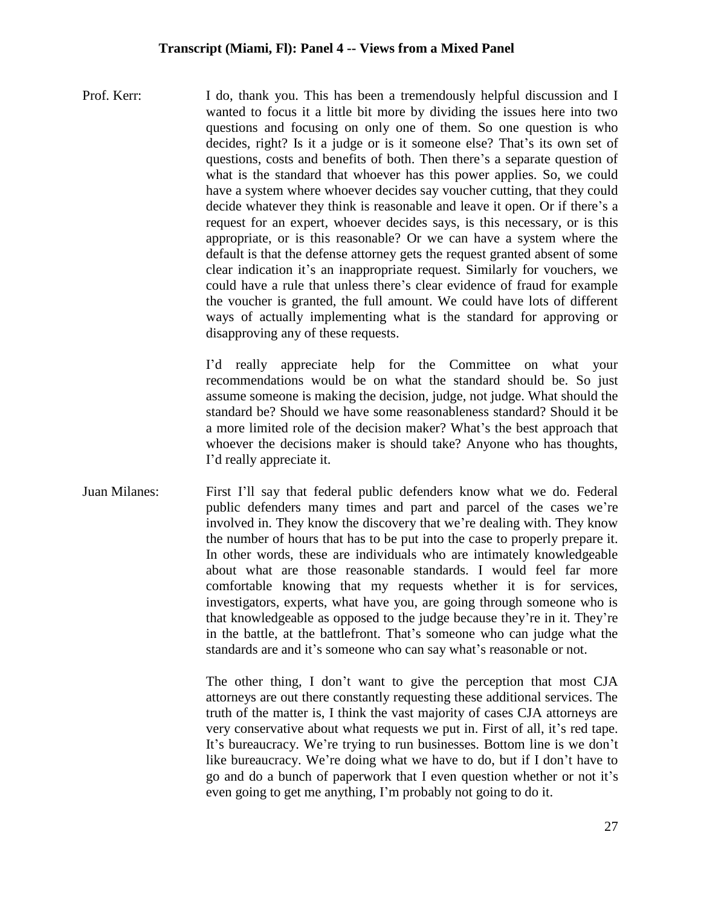Prof. Kerr: I do, thank you. This has been a tremendously helpful discussion and I wanted to focus it a little bit more by dividing the issues here into two questions and focusing on only one of them. So one question is who decides, right? Is it a judge or is it someone else? That's its own set of questions, costs and benefits of both. Then there's a separate question of what is the standard that whoever has this power applies. So, we could have a system where whoever decides say voucher cutting, that they could decide whatever they think is reasonable and leave it open. Or if there's a request for an expert, whoever decides says, is this necessary, or is this appropriate, or is this reasonable? Or we can have a system where the default is that the defense attorney gets the request granted absent of some clear indication it's an inappropriate request. Similarly for vouchers, we could have a rule that unless there's clear evidence of fraud for example the voucher is granted, the full amount. We could have lots of different ways of actually implementing what is the standard for approving or disapproving any of these requests.

I'd really appreciate help for the Committee on what your recommendations would be on what the standard should be. So just assume someone is making the decision, judge, not judge. What should the standard be? Should we have some reasonableness standard? Should it be a more limited role of the decision maker? What's the best approach that whoever the decisions maker is should take? Anyone who has thoughts, I'd really appreciate it.

Juan Milanes: First I'll say that federal public defenders know what we do. Federal public defenders many times and part and parcel of the cases we're involved in. They know the discovery that we're dealing with. They know the number of hours that has to be put into the case to properly prepare it. In other words, these are individuals who are intimately knowledgeable about what are those reasonable standards. I would feel far more comfortable knowing that my requests whether it is for services, investigators, experts, what have you, are going through someone who is that knowledgeable as opposed to the judge because they're in it. They're in the battle, at the battlefront. That's someone who can judge what the standards are and it's someone who can say what's reasonable or not.

The other thing, I don't want to give the perception that most CJA attorneys are out there constantly requesting these additional services. The truth of the matter is, I think the vast majority of cases CJA attorneys are very conservative about what requests we put in. First of all, it's red tape. It's bureaucracy. We're trying to run businesses. Bottom line is we don't like bureaucracy. We're doing what we have to do, but if I don't have to go and do a bunch of paperwork that I even question whether or not it's even going to get me anything, I'm probably not going to do it.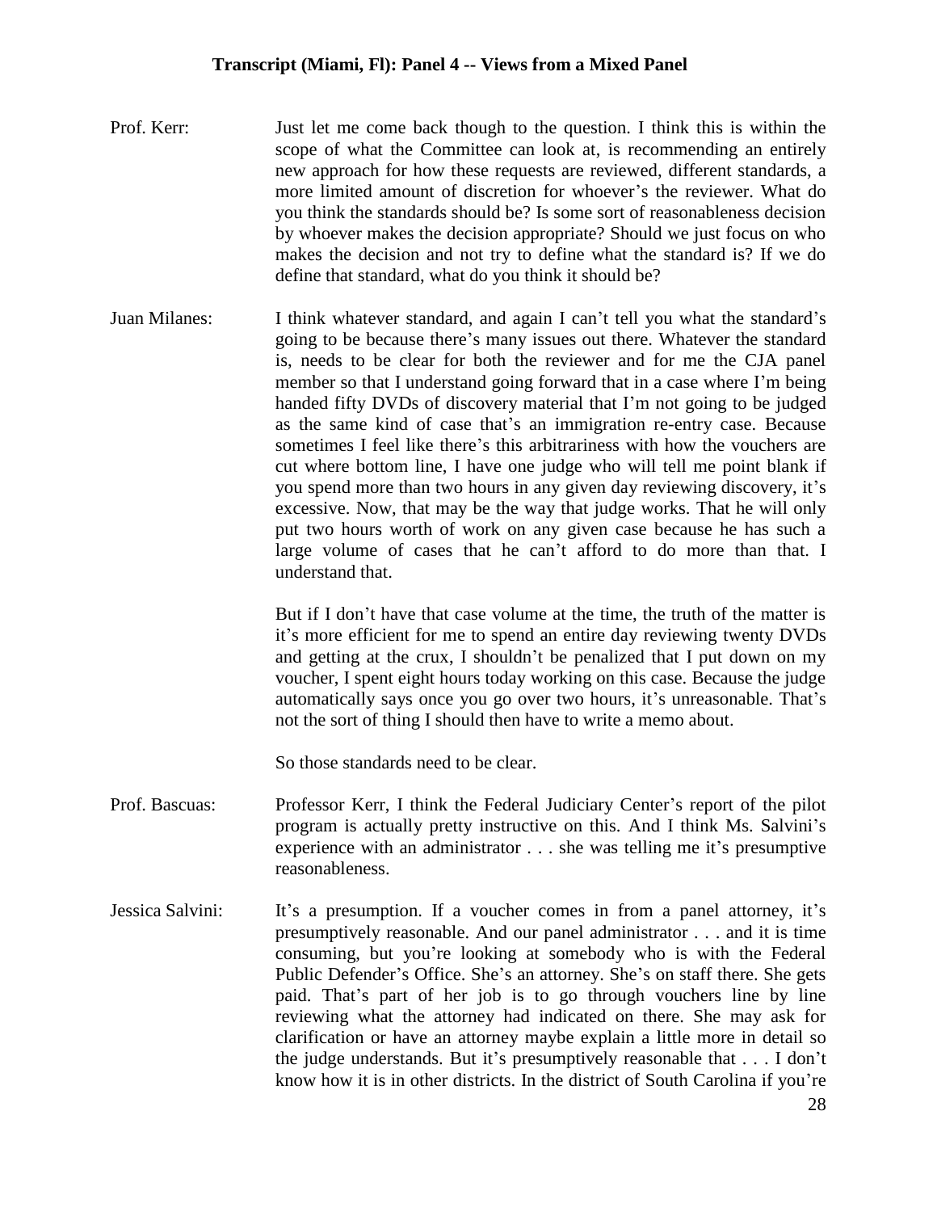Prof. Kerr: Just let me come back though to the question. I think this is within the scope of what the Committee can look at, is recommending an entirely new approach for how these requests are reviewed, different standards, a more limited amount of discretion for whoever's the reviewer. What do you think the standards should be? Is some sort of reasonableness decision by whoever makes the decision appropriate? Should we just focus on who makes the decision and not try to define what the standard is? If we do define that standard, what do you think it should be?

Juan Milanes: I think whatever standard, and again I can't tell you what the standard's going to be because there's many issues out there. Whatever the standard is, needs to be clear for both the reviewer and for me the CJA panel member so that I understand going forward that in a case where I'm being handed fifty DVDs of discovery material that I'm not going to be judged as the same kind of case that's an immigration re-entry case. Because sometimes I feel like there's this arbitrariness with how the vouchers are cut where bottom line, I have one judge who will tell me point blank if you spend more than two hours in any given day reviewing discovery, it's excessive. Now, that may be the way that judge works. That he will only put two hours worth of work on any given case because he has such a large volume of cases that he can't afford to do more than that. I understand that.

But if I don't have that case volume at the time, the truth of the matter is it's more efficient for me to spend an entire day reviewing twenty DVDs and getting at the crux, I shouldn't be penalized that I put down on my voucher, I spent eight hours today working on this case. Because the judge automatically says once you go over two hours, it's unreasonable. That's not the sort of thing I should then have to write a memo about.

So those standards need to be clear.

Prof. Bascuas: Professor Kerr, I think the Federal Judiciary Center's report of the pilot program is actually pretty instructive on this. And I think Ms. Salvini's experience with an administrator . . . she was telling me it's presumptive reasonableness.

Jessica Salvini: It's a presumption. If a voucher comes in from a panel attorney, it's presumptively reasonable. And our panel administrator . . . and it is time consuming, but you're looking at somebody who is with the Federal Public Defender's Office. She's an attorney. She's on staff there. She gets paid. That's part of her job is to go through vouchers line by line reviewing what the attorney had indicated on there. She may ask for clarification or have an attorney maybe explain a little more in detail so the judge understands. But it's presumptively reasonable that . . . I don't know how it is in other districts. In the district of South Carolina if you're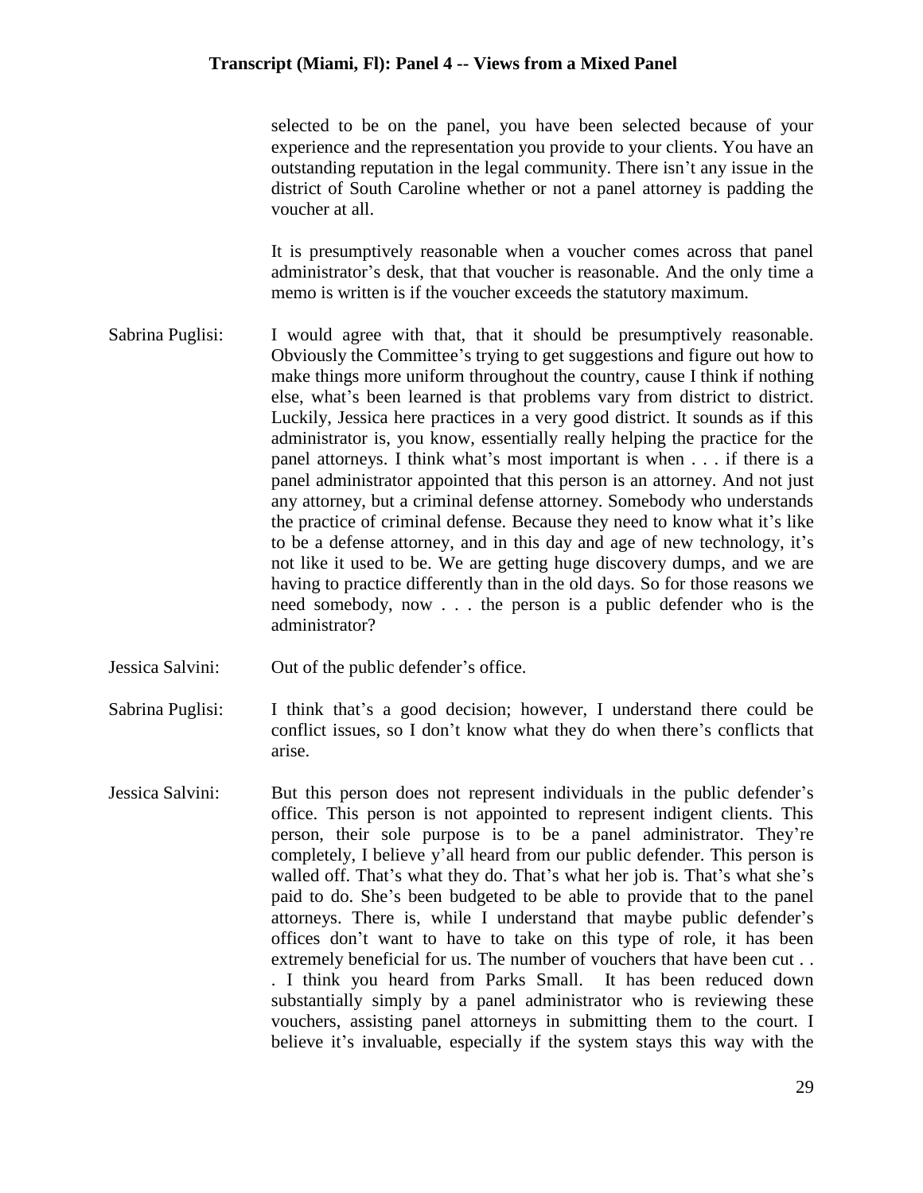selected to be on the panel, you have been selected because of your experience and the representation you provide to your clients. You have an outstanding reputation in the legal community. There isn't any issue in the district of South Caroline whether or not a panel attorney is padding the voucher at all.

It is presumptively reasonable when a voucher comes across that panel administrator's desk, that that voucher is reasonable. And the only time a memo is written is if the voucher exceeds the statutory maximum.

Sabrina Puglisi: I would agree with that, that it should be presumptively reasonable. Obviously the Committee's trying to get suggestions and figure out how to make things more uniform throughout the country, cause I think if nothing else, what's been learned is that problems vary from district to district. Luckily, Jessica here practices in a very good district. It sounds as if this administrator is, you know, essentially really helping the practice for the panel attorneys. I think what's most important is when . . . if there is a panel administrator appointed that this person is an attorney. And not just any attorney, but a criminal defense attorney. Somebody who understands the practice of criminal defense. Because they need to know what it's like to be a defense attorney, and in this day and age of new technology, it's not like it used to be. We are getting huge discovery dumps, and we are having to practice differently than in the old days. So for those reasons we need somebody, now . . . the person is a public defender who is the administrator?

Jessica Salvini: Out of the public defender's office.

Sabrina Puglisi: I think that's a good decision; however, I understand there could be conflict issues, so I don't know what they do when there's conflicts that arise.

Jessica Salvini: But this person does not represent individuals in the public defender's office. This person is not appointed to represent indigent clients. This person, their sole purpose is to be a panel administrator. They're completely, I believe y'all heard from our public defender. This person is walled off. That's what they do. That's what her job is. That's what she's paid to do. She's been budgeted to be able to provide that to the panel attorneys. There is, while I understand that maybe public defender's offices don't want to have to take on this type of role, it has been extremely beneficial for us. The number of vouchers that have been cut . . . I think you heard from Parks Small. It has been reduced down substantially simply by a panel administrator who is reviewing these vouchers, assisting panel attorneys in submitting them to the court. I believe it's invaluable, especially if the system stays this way with the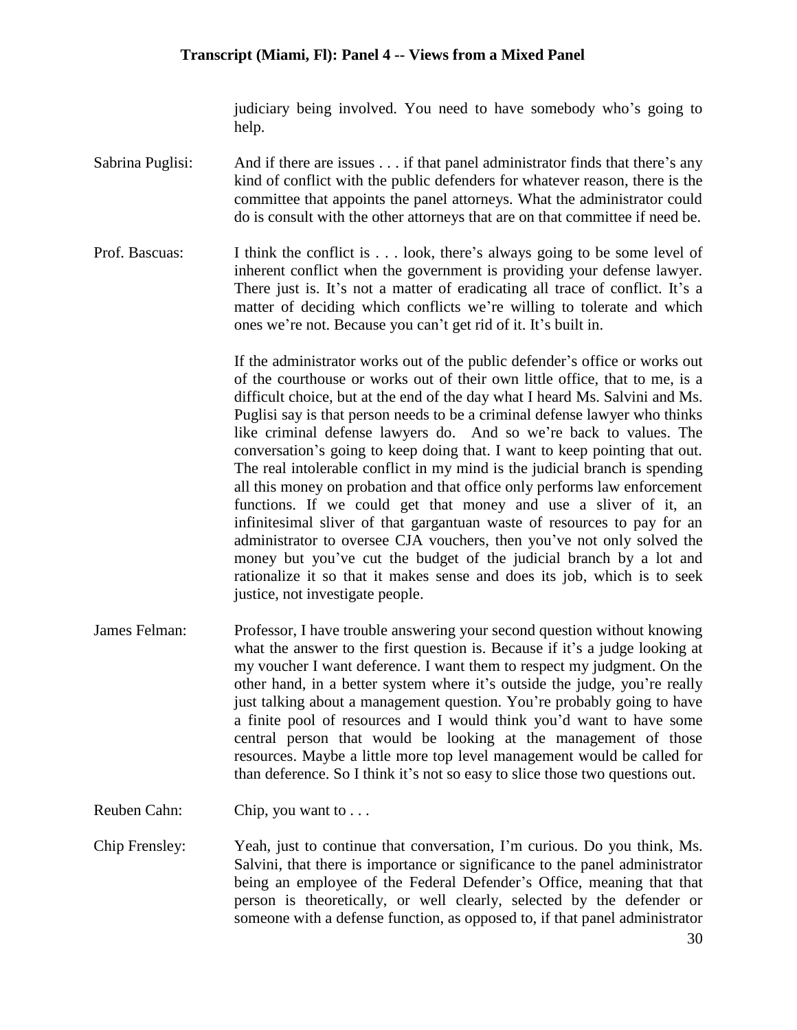judiciary being involved. You need to have somebody who's going to help.

Sabrina Puglisi: And if there are issues . . . if that panel administrator finds that there's any kind of conflict with the public defenders for whatever reason, there is the committee that appoints the panel attorneys. What the administrator could do is consult with the other attorneys that are on that committee if need be.

Prof. Bascuas: I think the conflict is . . . look, there's always going to be some level of inherent conflict when the government is providing your defense lawyer. There just is. It's not a matter of eradicating all trace of conflict. It's a matter of deciding which conflicts we're willing to tolerate and which ones we're not. Because you can't get rid of it. It's built in.

If the administrator works out of the public defender's office or works out of the courthouse or works out of their own little office, that to me, is a difficult choice, but at the end of the day what I heard Ms. Salvini and Ms. Puglisi say is that person needs to be a criminal defense lawyer who thinks like criminal defense lawyers do. And so we're back to values. The conversation's going to keep doing that. I want to keep pointing that out. The real intolerable conflict in my mind is the judicial branch is spending all this money on probation and that office only performs law enforcement functions. If we could get that money and use a sliver of it, an infinitesimal sliver of that gargantuan waste of resources to pay for an administrator to oversee CJA vouchers, then you've not only solved the money but you've cut the budget of the judicial branch by a lot and rationalize it so that it makes sense and does its job, which is to seek justice, not investigate people.

James Felman: Professor, I have trouble answering your second question without knowing what the answer to the first question is. Because if it's a judge looking at my voucher I want deference. I want them to respect my judgment. On the other hand, in a better system where it's outside the judge, you're really just talking about a management question. You're probably going to have a finite pool of resources and I would think you'd want to have some central person that would be looking at the management of those resources. Maybe a little more top level management would be called for than deference. So I think it's not so easy to slice those two questions out.

Reuben Cahn: Chip, you want to . . .

Chip Frensley: Yeah, just to continue that conversation, I'm curious. Do you think, Ms. Salvini, that there is importance or significance to the panel administrator being an employee of the Federal Defender's Office, meaning that that person is theoretically, or well clearly, selected by the defender or someone with a defense function, as opposed to, if that panel administrator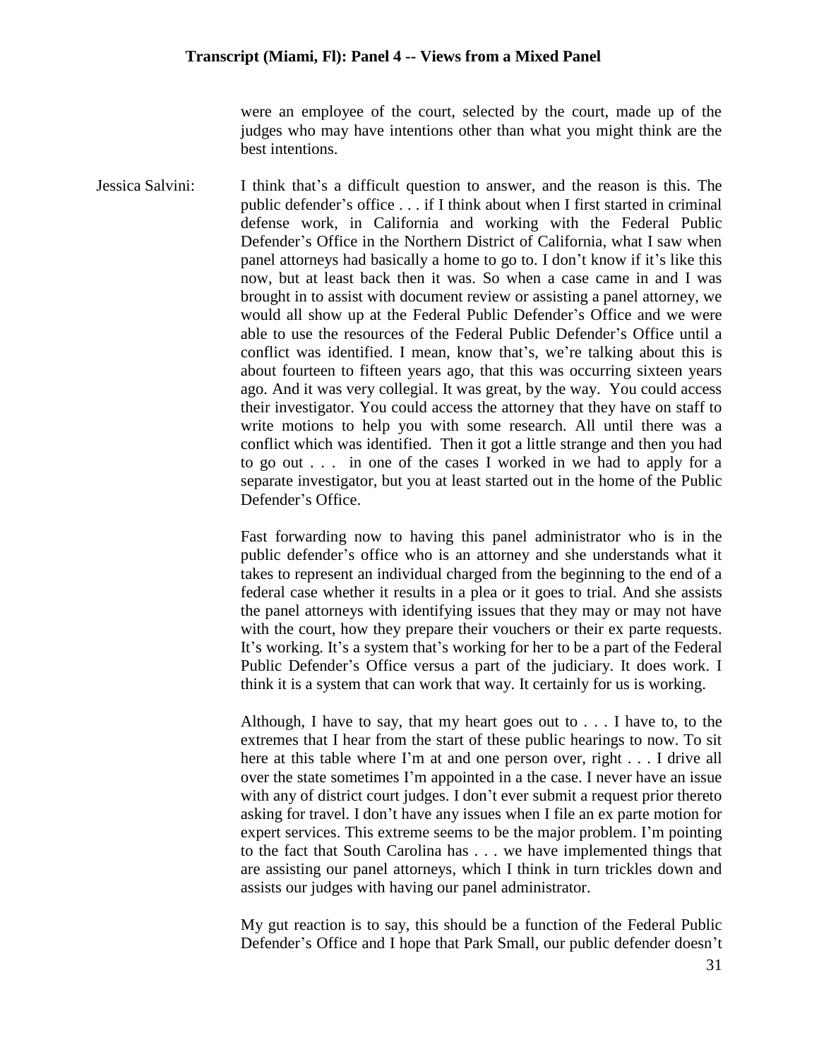were an employee of the court, selected by the court, made up of the judges who may have intentions other than what you might think are the best intentions.

Jessica Salvini: I think that's a difficult question to answer, and the reason is this. The public defender's office . . . if I think about when I first started in criminal defense work, in California and working with the Federal Public Defender's Office in the Northern District of California, what I saw when panel attorneys had basically a home to go to. I don't know if it's like this now, but at least back then it was. So when a case came in and I was brought in to assist with document review or assisting a panel attorney, we would all show up at the Federal Public Defender's Office and we were able to use the resources of the Federal Public Defender's Office until a conflict was identified. I mean, know that's, we're talking about this is about fourteen to fifteen years ago, that this was occurring sixteen years ago. And it was very collegial. It was great, by the way. You could access their investigator. You could access the attorney that they have on staff to write motions to help you with some research. All until there was a conflict which was identified. Then it got a little strange and then you had to go out . . . in one of the cases I worked in we had to apply for a separate investigator, but you at least started out in the home of the Public Defender's Office.

Fast forwarding now to having this panel administrator who is in the public defender's office who is an attorney and she understands what it takes to represent an individual charged from the beginning to the end of a federal case whether it results in a plea or it goes to trial. And she assists the panel attorneys with identifying issues that they may or may not have with the court, how they prepare their vouchers or their ex parte requests. It's working. It's a system that's working for her to be a part of the Federal Public Defender's Office versus a part of the judiciary. It does work. I think it is a system that can work that way. It certainly for us is working.

Although, I have to say, that my heart goes out to . . . I have to, to the extremes that I hear from the start of these public hearings to now. To sit here at this table where I'm at and one person over, right . . . I drive all over the state sometimes I'm appointed in a case. I never have an issue with any of district court judges. I don't ever submit a request prior thereto asking for travel. I don't have any issues when I file an ex parte motion for expert services. This extreme seems to be the major problem. I'm pointing to the fact that South Carolina has . . . we have implemented things that are assisting our panel attorneys, which I think in turn trickles down and assists our judges with having our panel administrator.

My gut reaction is to say, this should be a function of the Federal Public Defender's Office and I hope that Park Small, our public defender doesn't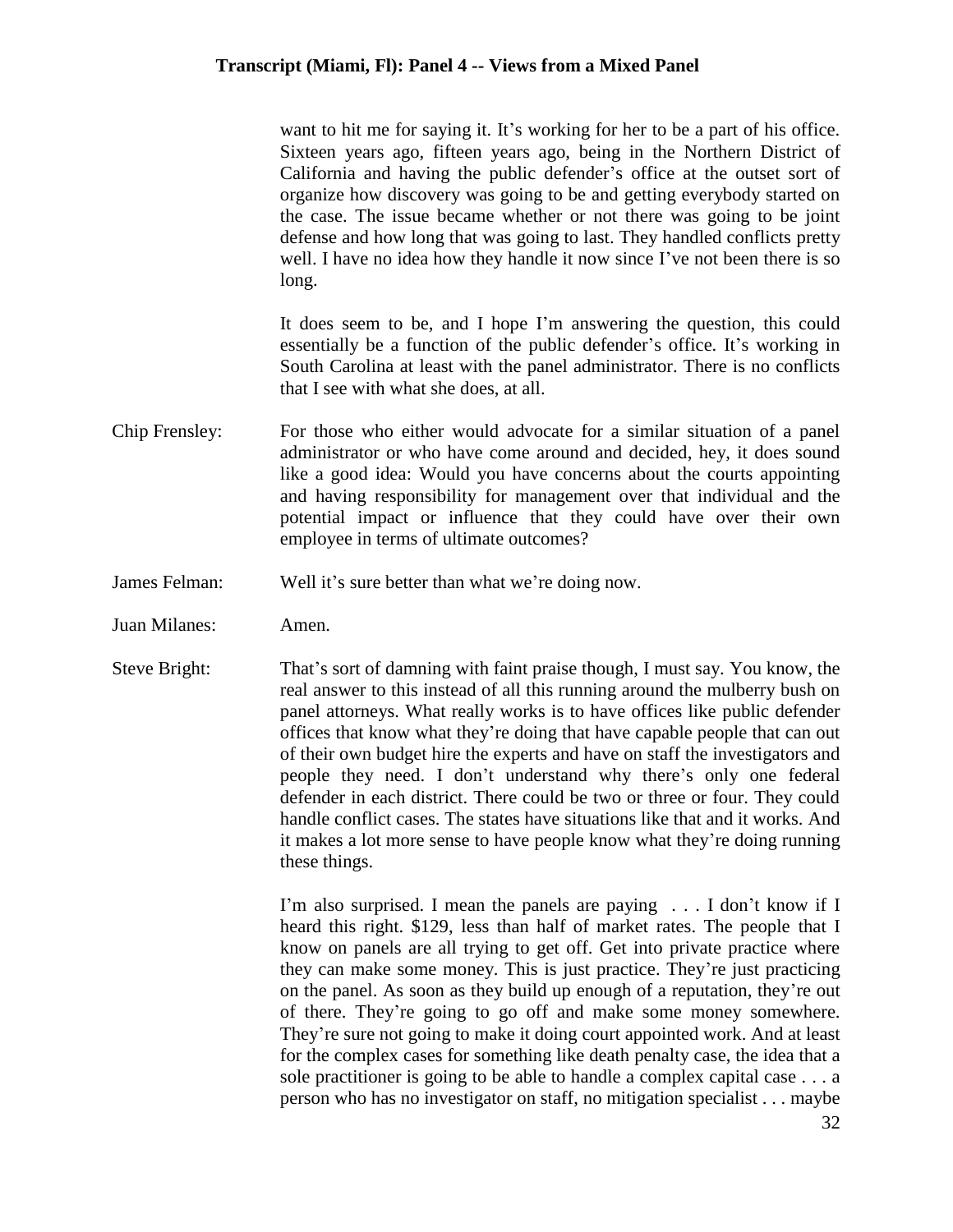want to hit me for saying it. It's working for her to be a part of his office. Sixteen years ago, fifteen years ago, being in the Northern District of California and having the public defender's office at the outset sort of organize how discovery was going to be and getting everybody started on the case. The issue became whether or not there was going to be joint defense and how long that was going to last. They handled conflicts pretty well. I have no idea how they handle it now since I've not been there is so long.

It does seem to be, and I hope I'm answering the question, this could essentially be a function of the public defender's office. It's working in South Carolina at least with the panel administrator. There is no conflicts that I see with what she does, at all.

Chip Frensley: For those who either would advocate for a similar situation of a panel administrator or who have come around and decided, hey, it does sound like a good idea: Would you have concerns about the courts appointing and having responsibility for management over that individual and the potential impact or influence that they could have over their own employee in terms of ultimate outcomes?

James Felman: Well it's sure better than what we're doing now.

Juan Milanes: Amen.

Steve Bright: That's sort of damning with faint praise though, I must say. You know, the real answer to this instead of all this running around the mulberry bush on panel attorneys. What really works is to have offices like public defender offices that know what they're doing that have capable people that can out of their own budget hire the experts and have on staff the investigators and people they need. I don't understand why there's only one federal defender in each district. There could be two or three or four. They could handle conflict cases. The states have situations like that and it works. And it makes a lot more sense to have people know what they're doing running these things.

I'm also surprised. I mean the panels are paying . . . I don't know if I heard this right. $129, less than half of market rates. The people that I know on panels are all trying to get off. Get into private practice where they can make some money. This is just practice. They're just practicing on the panel. As soon as they build up enough of a reputation, they're out of there. They're going to go off and make some money somewhere. They're sure not going to make it doing court appointed work. And at least for the complex cases for something like death penalty case, the idea that a sole practitioner is going to be able to handle a complex capital case . . . a person who has no investigator on staff, no mitigation specialist . . . maybe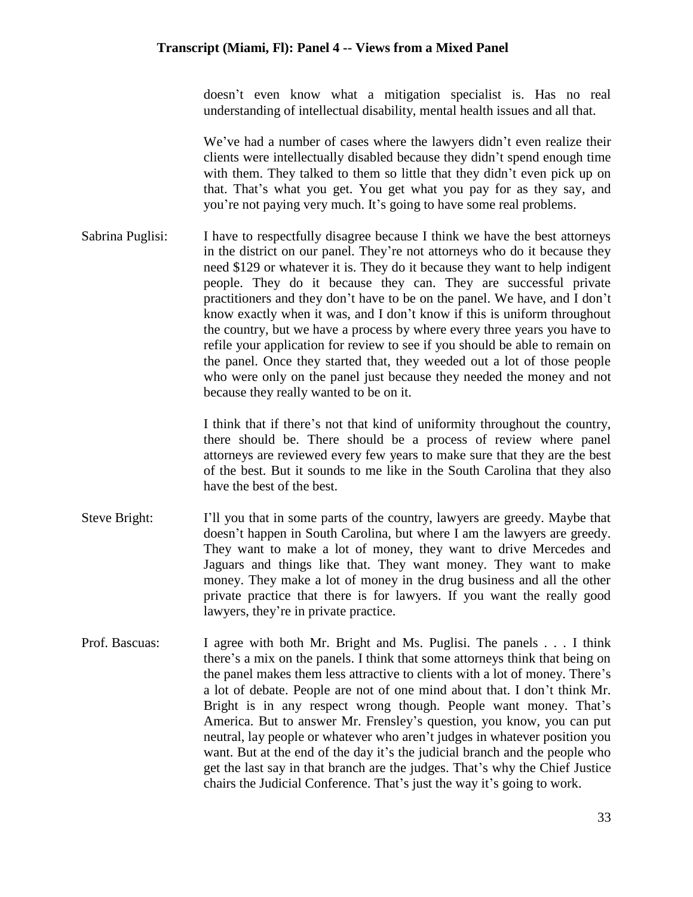doesn't even know what a mitigation specialist is. Has no real understanding of intellectual disability, mental health issues and all that.

We've had a number of cases where the lawyers didn't even realize their clients were intellectually disabled because they didn't spend enough time with them. They talked to them so little that they didn't even pick up on that. That's what you get. You get what you pay for as they say, and you're not paying very much. It's going to have some real problems.

**Sabrina Puglisi:** I have to respectfully disagree because I think we have the best attorneys in the district on our panel. They're not attorneys who do it because they need $129 or whatever it is. They do it because they want to help indigent people. They do it because they can. They are successful private practitioners and they don't have to be on the panel. We have, and I don't know exactly when it was, and I don't know if this is uniform throughout the country, but we have a process by where every three years you have to refile your application for review to see if you should be able to remain on the panel. Once they started that, they weeded out a lot of those people who were only on the panel just because they needed the money and not because they really wanted to be on it.

I think that if there's not that kind of uniformity throughout the country, there should be. There should be a process of review where panel attorneys are reviewed every few years to make sure that they are the best of the best. But it sounds to me like in the South Carolina that they also have the best of the best.

**Steve Bright:** I'll you that in some parts of the country, lawyers are greedy. Maybe that doesn't happen in South Carolina, but where I am the lawyers are greedy. They want to make a lot of money, they want to drive Mercedes and Jaguars and things like that. They want money. They want to make money. They make a lot of money in the drug business and all the other private practice that there is for lawyers. If you want the really good lawyers, they're in private practice.

**Prof. Bascuas:** I agree with both Mr. Bright and Ms. Puglisi. The panels . . . I think there's a mix on the panels. I think that some attorneys think that being on the panel makes them less attractive to clients with a lot of money. There's a lot of debate. People are not of one mind about that. I don't think Mr. Bright is in any respect wrong though. People want money. That's America. But to answer Mr. Frensley's question, you know, you can put neutral, lay people or whatever who aren't judges in whatever position you want. But at the end of the day it's the judicial branch and the people who get the last say in that branch are the judges. That's why the Chief Justice chairs the Judicial Conference. That's just the way it's going to work.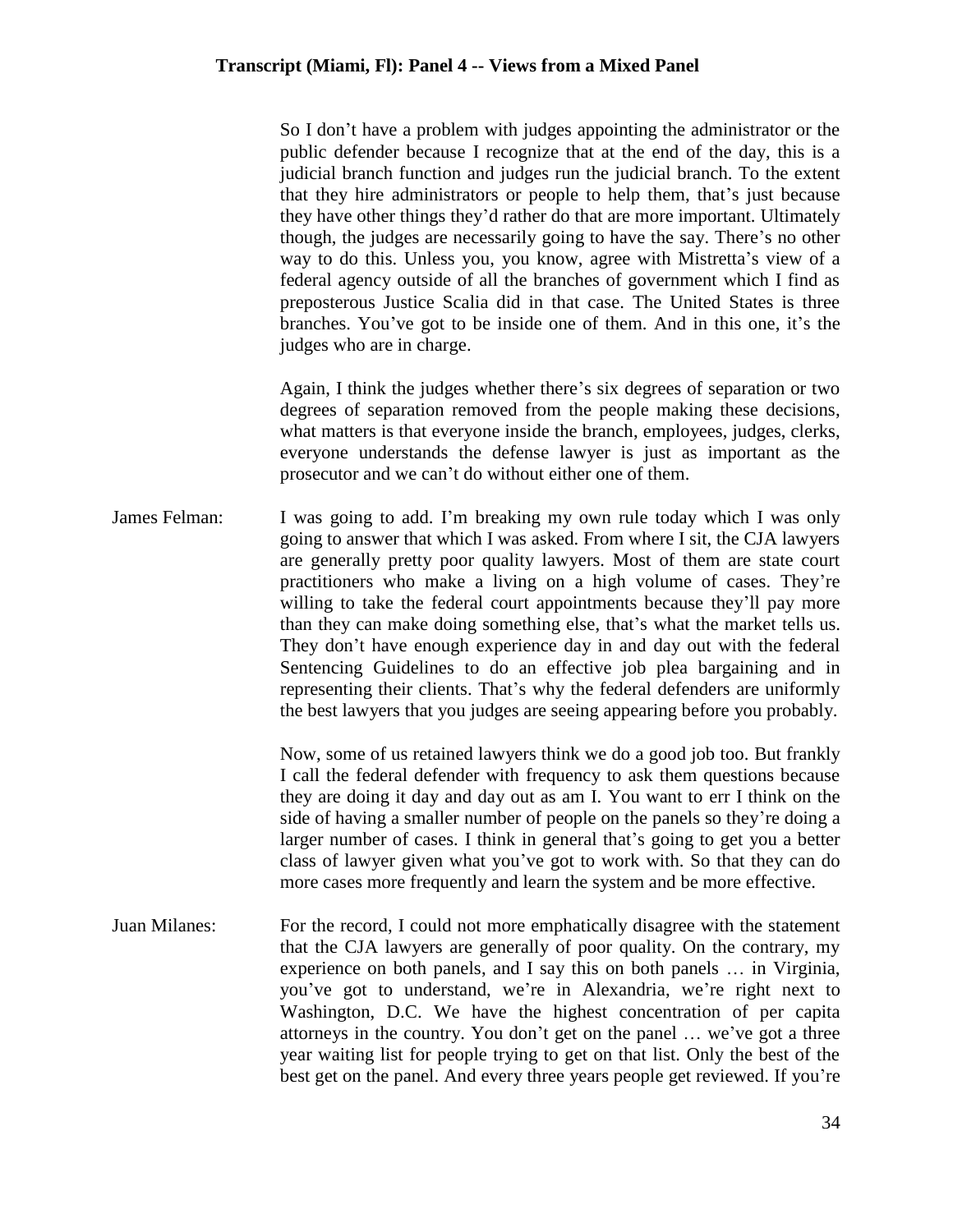So I don't have a problem with judges appointing the administrator or the public defender because I recognize that at the end of the day, this is a judicial branch function and judges run the judicial branch. To the extent that they hire administrators or people to help them, that's just because they have other things they'd rather do that are more important. Ultimately though, the judges are necessarily going to have the say. There's no other way to do this. Unless you, you know, agree with Mistretta's view of a federal agency outside of all the branches of government which I find as preposterous Justice Scalia did in that case. The United States is three branches. You've got to be inside one of them. And in this one, it's the judges who are in charge.

Again, I think the judges whether there's six degrees of separation or two degrees of separation removed from the people making these decisions, what matters is that everyone inside the branch, employees, judges, clerks, everyone understands the defense lawyer is just as important as the prosecutor and we can't do without either one of them.

James Felman: I was going to add. I'm breaking my own rule today which I was only going to answer that which I was asked. From where I sit, the CJA lawyers are generally pretty poor quality lawyers. Most of them are state court practitioners who make a living on a high volume of cases. They're willing to take the federal court appointments because they'll pay more than they can make doing something else, that's what the market tells us. They don't have enough experience day in and day out with the federal Sentencing Guidelines to do an effective job plea bargaining and in representing their clients. That's why the federal defenders are uniformly the best lawyers that you judges are seeing appearing before you probably.

Now, some of us retained lawyers think we do a good job too. But frankly I call the federal defender with frequency to ask them questions because they are doing it day and day out as am I. You want to err I think on the side of having a smaller number of people on the panels so they're doing a larger number of cases. I think in general that's going to get you a better class of lawyer given what you've got to work with. So that they can do more cases more frequently and learn the system and be more effective.

Juan Milanes: For the record, I could not more emphatically disagree with the statement that the CJA lawyers are generally of poor quality. On the contrary, my experience on both panels, and I say this on both panels … in Virginia, you've got to understand, we're in Alexandria, we're right next to Washington, D.C. We have the highest concentration of per capita attorneys in the country. You don't get on the panel … we've got a three year waiting list for people trying to get on that list. Only the best of the best get on the panel. And every three years people get reviewed. If you're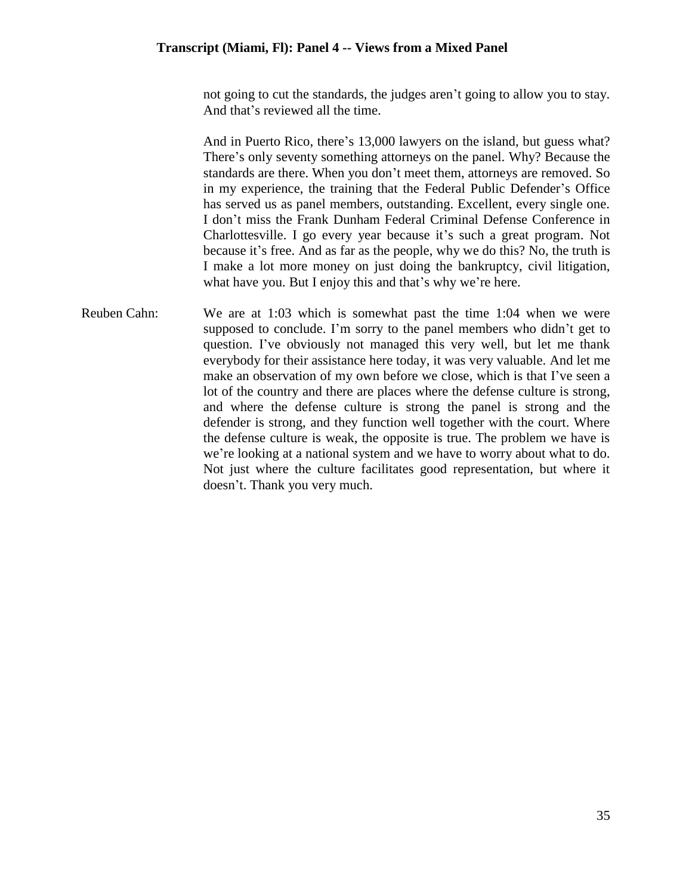not going to cut the standards, the judges aren't going to allow you to stay. And that's reviewed all the time.

And in Puerto Rico, there's 13,000 lawyers on the island, but guess what? There's only seventy something attorneys on the panel. Why? Because the standards are there. When you don't meet them, attorneys are removed. So in my experience, the training that the Federal Public Defender's Office has served us as panel members, outstanding. Excellent, every single one. I don't miss the Frank Dunham Federal Criminal Defense Conference in Charlottesville. I go every year because it's such a great program. Not because it's free. And as far as the people, why we do this? No, the truth is I make a lot more money on just doing the bankruptcy, civil litigation, what have you. But I enjoy this and that's why we're here.

Reuben Cahn: We are at 1:03 which is somewhat past the time 1:04 when we were supposed to conclude. I'm sorry to the panel members who didn't get to question. I've obviously not managed this very well, but let me thank everybody for their assistance here today, it was very valuable. And let me make an observation of my own before we close, which is that I've seen a lot of the country and there are places where the defense culture is strong, and where the defense culture is strong the panel is strong and the defender is strong, and they function well together with the court. Where the defense culture is weak, the opposite is true. The problem we have is we're looking at a national system and we have to worry about what to do. Not just where the culture facilitates good representation, but where it doesn't. Thank you very much.